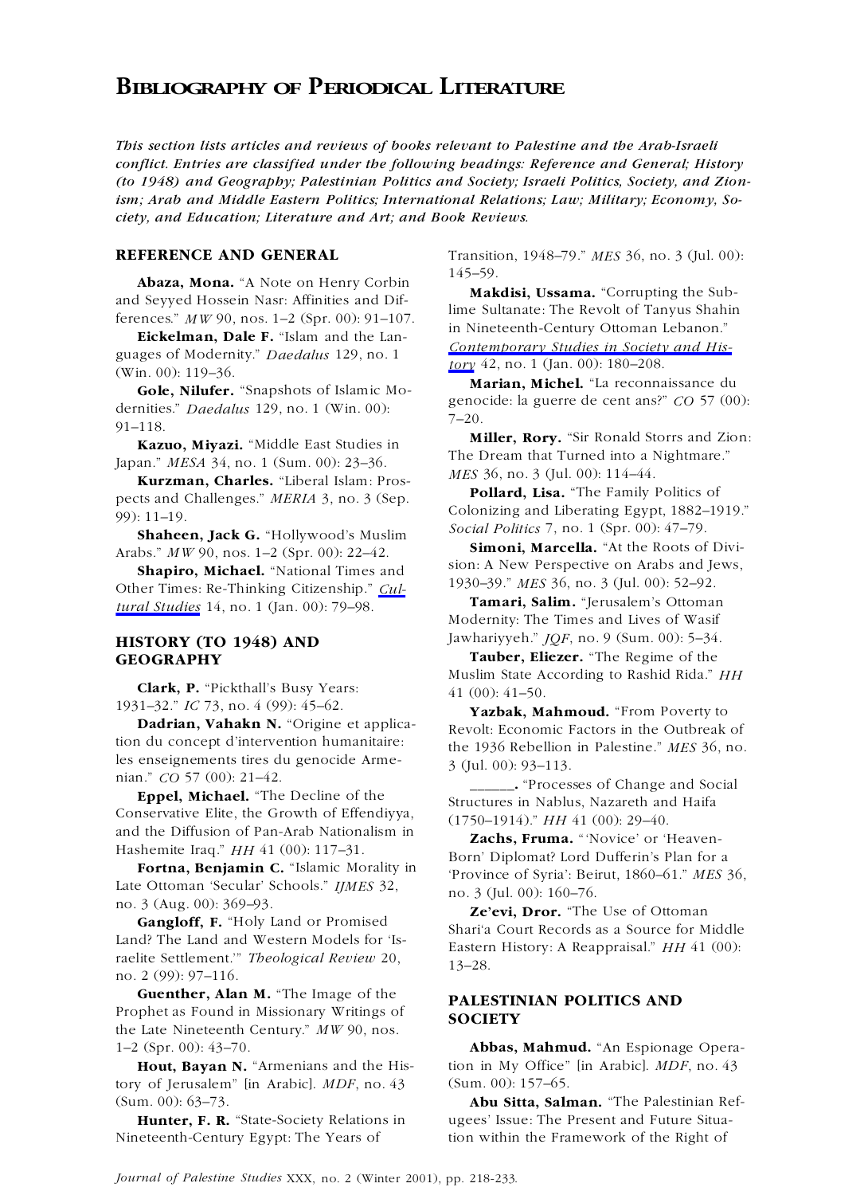# Bibliography of Periodical Literature

*This section lists articles and reviews of books relevant to Palestine and the Arab-Israeli conflict. Entries are classified under the following headings: Reference and General; History (to 1948) and Geography; Palestinian Politics and Society; Israeli Politics, Society, and Zionism; Arab and Middle Eastern Politics; International Relations; Law; Military; Economy, Society, and Education; Literature and Art; and Book Reviews.*

## REFERENCE AND GENERAL

**Abaza, Mona.** "A Note on Henry Corbin and Seyyed Hossein Nasr: Affinities and Differences." *MW* 90, nos. 1–2 (Spr. 00): 91–107.

**Eickelman, Dale F.** "Islam and the Languages of Modernity." *Daedalus* 129, no. 1 (Win. 00): 119–36.

**Gole, Nilufer.** "Snapshots of Islamic Modernities." *Daedalus* 129, no. 1 (Win. 00): 91–118.

**Kazuo, Miyazi.** "Middle East Studies in Japan." *MESA* 34, no. 1 (Sum. 00): 23–36.

**Kurzman, Charles.** "Liberal Islam: Prospects and Challenges." *MERIA* 3, no. 3 (Sep. 99): 11–19.

**Shaheen, Jack G.** "Hollywood's Muslim Arabs." *MW* 90, nos. 1–2 (Spr. 00): 22–42.

**Shapiro, Michael.** "National Times and Other Times: Re-Thinking Citizenship." *Cultural Studies* 14, no. 1 (Jan. 00): 79–98.

## HISTORY (TO 1948) AND GEOGRAPHY

**Clark, P.** "Pickthall's Busy Years: 1931–32." *IC* 73, no. 4 (99): 45–62.

**Dadrian, Vahakn N.** "Origine et application du concept d'intervention humanitaire: les enseignements tires du genocide Armenian." *CO* 57 (00): 21–42.

**Eppel, Michael.** "The Decline of the Conservative Elite, the Growth of Effendiyya, and the Diffusion of Pan-Arab Nationalism in Hashemite Iraq." *HH* 41 (00): 117–31.

**Fortna, Benjamin C.** "Islamic Morality in Late Ottoman 'Secular' Schools." *IJMES* 32, no. 3 (Aug. 00): 369–93.

**Gangloff, F.** "Holy Land or Promised Land? The Land and Western Models for 'Israelite Settlement.'" *Theological Review* 20, no. 2 (99): 97–116.

**Guenther, Alan M.** "The Image of the Prophet as Found in Missionary Writings of the Late Nineteenth Century." *MW* 90, nos. 1–2 (Spr. 00): 43–70.

**Hout, Bayan N.** "Armenians and the History of Jerusalem" [in Arabic]. *MDF*, no. 43 (Sum. 00): 63–73.

**Hunter, F. R.** "State-Society Relations in Nineteenth-Century Egypt: The Years of Transition, 1948–79." *MES* 36, no. 3 (Jul. 00): 145–59.

**Makdisi, Ussama.** "Corrupting the Sublime Sultanate: The Revolt of Tanyus Shahin in Nineteenth-Century Ottoman Lebanon." *Contemporary Studies in Society and History* 42, no. 1 (Jan. 00): 180–208.

**Marian, Michel.** "La reconnaissance du genocide: la guerre de cent ans?" *CO* 57 (00): 7–20.

**Miller, Rory.** "Sir Ronald Storrs and Zion: The Dream that Turned into a Nightmare." *MES* 36, no. 3 (Jul. 00): 114–44.

**Pollard, Lisa.** "The Family Politics of Colonizing and Liberating Egypt, 1882–1919." *Social Politics* 7, no. 1 (Spr. 00): 47–79.

**Simoni, Marcella.** "At the Roots of Division: A New Perspective on Arabs and Jews, 1930–39." *MES* 36, no. 3 (Jul. 00): 52–92.

**Tamari, Salim.** "Jerusalem's Ottoman Modernity: The Times and Lives of Wasif Jawhariyyeh." *JQF*, no. 9 (Sum. 00): 5–34.

**Tauber, Eliezer.** "The Regime of the Muslim State According to Rashid Rida." *HH* 41 (00): 41–50.

**Yazbak, Mahmoud.** "From Poverty to Revolt: Economic Factors in the Outbreak of the 1936 Rebellion in Palestine." *MES* 36, no. 3 (Jul. 00): 93–113.

**\_\_\_\_\_\_.** "Processes of Change and Social Structures in Nablus, Nazareth and Haifa (1750–1914)." *HH* 41 (00): 29–40.

**Zachs, Fruma.** "'Novice' or 'Heaven-Born' Diplomat? Lord Dufferin's Plan for a 'Province of Syria': Beirut, 1860–61." *MES* 36, no. 3 (Jul. 00): 160–76.

**Ze'evi, Dror.** "The Use of Ottoman Shari'a Court Records as a Source for Middle Eastern History: A Reappraisal." *HH* 41 (00): 13–28.

## PALESTINIAN POLITICS AND SOCIETY

**Abbas, Mahmud.** "An Espionage Operation in My Office" [in Arabic]. *MDF*, no. 43 (Sum. 00): 157–65.

**Abu Sitta, Salman.** "The Palestinian Refugees' Issue: The Present and Future Situation within the Framework of the Right of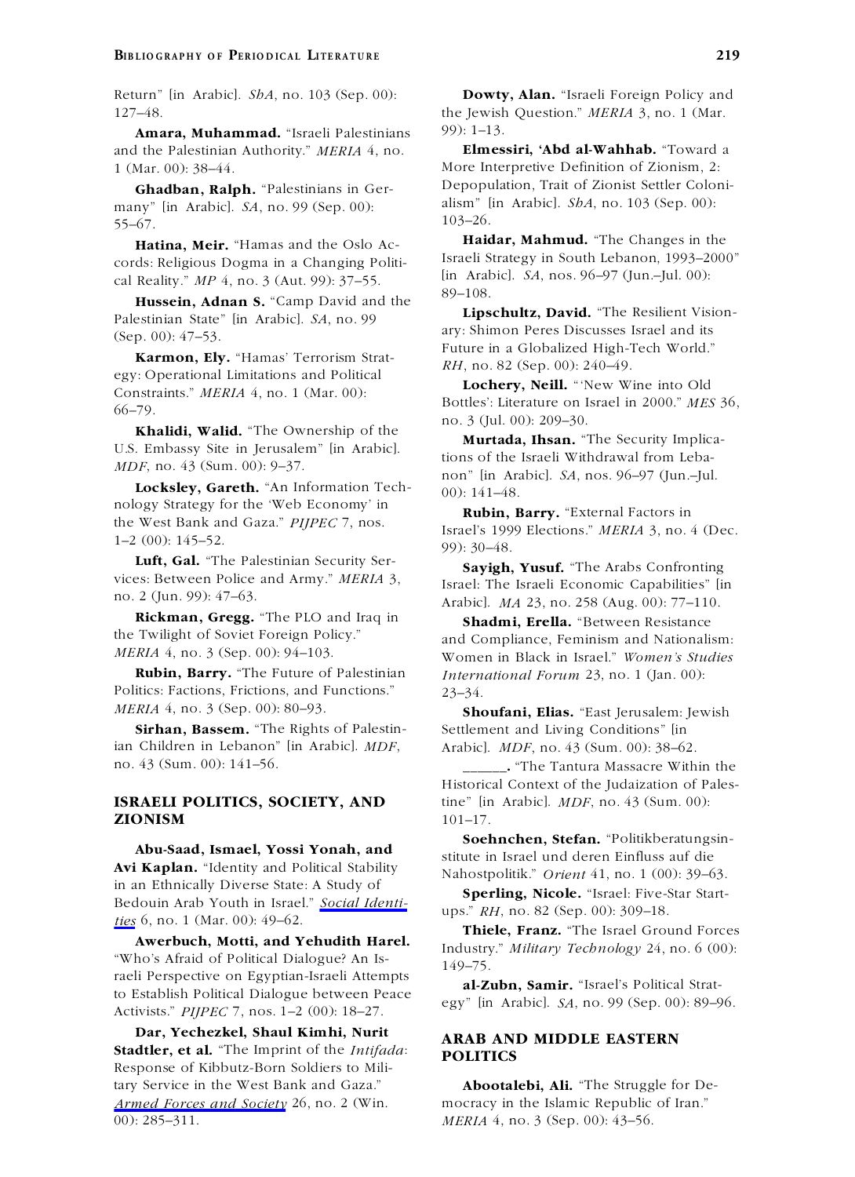Return" [in Arabic]. *ShA*, no. 103 (Sep. 00): 127–48.

**Amara, Muhammad.** "Israeli Palestinians and the Palestinian Authority." *MERIA* 4, no. 1 (Mar. 00): 38–44.

**Ghadban, Ralph.** "Palestinians in Germany" [in Arabic]. *SA*, no. 99 (Sep. 00): 55–67.

**Hatina, Meir.** "Hamas and the Oslo Accords: Religious Dogma in a Changing Political Reality." *MP* 4, no. 3 (Aut. 99): 37–55.

**Hussein, Adnan S.** "Camp David and the Palestinian State" [in Arabic]. *SA*, no. 99 (Sep. 00): 47–53.

**Karmon, Ely.** "Hamas' Terrorism Strategy: Operational Limitations and Political Constraints." *MERIA* 4, no. 1 (Mar. 00): 66–79.

**Khalidi, Walid.** "The Ownership of the U.S. Embassy Site in Jerusalem" [in Arabic]. *MDF*, no. 43 (Sum. 00): 9–37.

**Locksley, Gareth.** "An Information Technology Strategy for the 'Web Economy' in the West Bank and Gaza." *PIJPEC* 7, nos. 1–2 (00): 145–52.

**Luft, Gal.** "The Palestinian Security Services: Between Police and Army." *MERIA* 3, no. 2 (Jun. 99): 47–63.

**Rickman, Gregg.** "The PLO and Iraq in the Twilight of Soviet Foreign Policy." *MERIA* 4, no. 3 (Sep. 00): 94–103.

**Rubin, Barry.** "The Future of Palestinian Politics: Factions, Frictions, and Functions." *MERIA* 4, no. 3 (Sep. 00): 80–93.

**Sirhan, Bassem.** "The Rights of Palestinian Children in Lebanon" [in Arabic]. *MDF*, no. 43 (Sum. 00): 141–56.

## ISRAELI POLITICS, SOCIETY, AND ZIONISM

**Abu-Saad, Ismael, Yossi Yonah, and Avi Kaplan.** "Identity and Political Stability in an Ethnically Diverse State: A Study of Bedouin Arab Youth in Israel." *Social Identities* 6, no. 1 (Mar. 00): 49–62.

**Awerbuch, Motti, and Yehudith Harel.** "Who's Afraid of Political Dialogue? An Israeli Perspective on Egyptian-Israeli Attempts to Establish Political Dialogue between Peace Activists." *PIJPEC* 7, nos. 1–2 (00): 18–27.

**Dar, Yechezkel, Shaul Kimhi, Nurit Stadtler, et al.** "The Imprint of the *Intifada*: Response of Kibbutz-Born Soldiers to Military Service in the West Bank and Gaza." *Armed Forces and Society* 26, no. 2 (Win. 00): 285–311.

**Dowty, Alan.** "Israeli Foreign Policy and the Jewish Question." *MERIA* 3, no. 1 (Mar. 99): 1–13.

**Elmessiri, 'Abd al-Wahhab.** "Toward a More Interpretive Definition of Zionism, 2: Depopulation, Trait of Zionist Settler Colonialism" [in Arabic]. *ShA*, no. 103 (Sep. 00): 103–26.

**Haidar, Mahmud.** "The Changes in the Israeli Strategy in South Lebanon, 1993–2000" [in Arabic]. *SA*, nos. 96–97 (Jun.–Jul. 00): 89–108.

**Lipschultz, David.** "The Resilient Visionary: Shimon Peres Discusses Israel and its Future in a Globalized High-Tech World." *RH*, no. 82 (Sep. 00): 240–49.

**Lochery, Neill.** "'New Wine into Old Bottles': Literature on Israel in 2000." *MES* 36, no. 3 (Jul. 00): 209–30.

**Murtada, Ihsan.** "The Security Implications of the Israeli Withdrawal from Lebanon" [in Arabic]. *SA*, nos. 96–97 (Jun.–Jul. 00): 141–48.

**Rubin, Barry.** "External Factors in Israel's 1999 Elections." *MERIA* 3, no. 4 (Dec. 99): 30–48.

**Sayigh, Yusuf.** "The Arabs Confronting Israel: The Israeli Economic Capabilities" [in Arabic]. *MA* 23, no. 258 (Aug. 00): 77–110.

**Shadmi, Erella.** "Between Resistance and Compliance, Feminism and Nationalism: Women in Black in Israel." *Women's Studies International Forum* 23, no. 1 (Jan. 00): 23–34.

**Shoufani, Elias.** "East Jerusalem: Jewish Settlement and Living Conditions" [in Arabic]. *MDF*, no. 43 (Sum. 00): 38–62.

______. "The Tantura Massacre Within the Historical Context of the Judaization of Palestine" [in Arabic]. *MDF*, no. 43 (Sum. 00): 101–17.

**Soehnchen, Stefan.** "Politikberatungsinstitute in Israel und deren Einfluss auf die Nahostpolitik." *Orient* 41, no. 1 (00): 39–63.

**Sperling, Nicole.** "Israel: Five-Star Startups." *RH*, no. 82 (Sep. 00): 309–18.

**Thiele, Franz.** "The Israel Ground Forces Industry." *Military Technology* 24, no. 6 (00): 149–75.

**al-Zubn, Samir.** "Israel's Political Strategy" [in Arabic]. *SA*, no. 99 (Sep. 00): 89–96.

## ARAB AND MIDDLE EASTERN POLITICS

**Abootalebi, Ali.** "The Struggle for Democracy in the Islamic Republic of Iran." *MERIA* 4, no. 3 (Sep. 00): 43–56.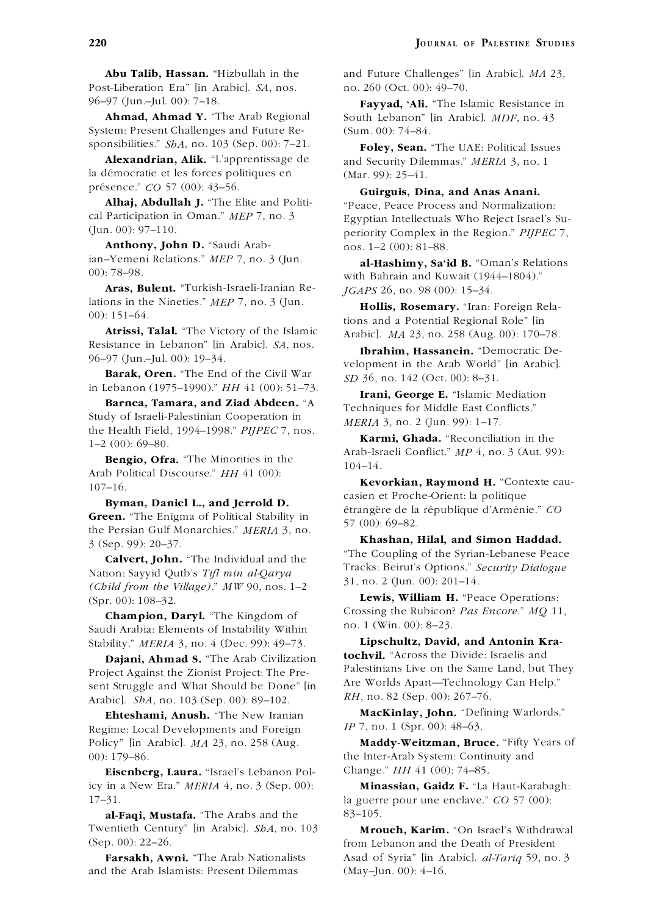**Abu Talib, Hassan.** "Hizbullah in the Post-Liberation Era" [in Arabic]. *SA*, nos. 96–97 (Jun.–Jul. 00): 7–18.

**Ahmad, Ahmad Y.** "The Arab Regional System: Present Challenges and Future Responsibilities." *ShA*, no. 103 (Sep. 00): 7–21.

**Alexandrian, Alik.** "L'apprentissage de la démocratie et les forces politiques en présence." *CO* 57 (00): 43–56.

**Alhaj, Abdullah J.** "The Elite and Political Participation in Oman." *MEP* 7, no. 3 (Jun. 00): 97–110.

**Anthony, John D.** "Saudi Arabian–Yemeni Relations." *MEP* 7, no. 3 (Jun. 00): 78–98.

**Aras, Bulent.** "Turkish-Israeli-Iranian Relations in the Nineties." *MEP* 7, no. 3 (Jun. 00): 151–64.

**Atrissi, Talal.** "The Victory of the Islamic Resistance in Lebanon" [in Arabic]. *SA*, nos. 96–97 (Jun.–Jul. 00): 19–34.

**Barak, Oren.** "The End of the Civil War in Lebanon (1975–1990)." *HH* 41 (00): 51–73.

**Barnea, Tamara, and Ziad Abdeen.** "A Study of Israeli-Palestinian Cooperation in the Health Field, 1994–1998." *PIJPEC* 7, nos. 1–2 (00): 69–80.

**Bengio, Ofra.** "The Minorities in the Arab Political Discourse." *HH* 41 (00): 107–16.

**Byman, Daniel L., and Jerrold D. Green.** "The Enigma of Political Stability in the Persian Gulf Monarchies." *MERIA* 3, no. 3 (Sep. 99): 20–37.

**Calvert, John.** "The Individual and the Nation: Sayyid Qutb's *Tifl min al-Qarya (Child from the Village)*." *MW* 90, nos. 1–2 (Spr. 00): 108–32.

**Champion, Daryl.** "The Kingdom of Saudi Arabia: Elements of Instability Within Stability." *MERIA* 3, no. 4 (Dec. 99): 49–73.

**Dajani, Ahmad S.** "The Arab Civilization Project Against the Zionist Project: The Present Struggle and What Should be Done" [in Arabic]. *ShA*, no. 103 (Sep. 00): 89–102.

**Ehteshami, Anush.** "The New Iranian Regime: Local Developments and Foreign Policy" [in Arabic]. *MA* 23, no. 258 (Aug. 00): 179–86.

**Eisenberg, Laura.** "Israel's Lebanon Policy in a New Era." *MERIA* 4, no. 3 (Sep. 00): 17–31.

**al-Faqi, Mustafa.** "The Arabs and the Twentieth Century" [in Arabic]. *ShA*, no. 103 (Sep. 00): 22–26.

**Farsakh, Awni.** "The Arab Nationalists and the Arab Islamists: Present Dilemmas and Future Challenges" [in Arabic]. *MA* 23, no. 260 (Oct. 00): 49–70.

**Fayyad, 'Ali.** "The Islamic Resistance in South Lebanon" [in Arabic]. *MDF*, no. 43 (Sum. 00): 74–84.

**Foley, Sean.** "The UAE: Political Issues and Security Dilemmas." *MERIA* 3, no. 1 (Mar. 99): 25–41.

**Guirguis, Dina, and Anas Anani.** "Peace, Peace Process and Normalization: Egyptian Intellectuals Who Reject Israel's Superiority Complex in the Region." *PIJPEC* 7, nos. 1–2 (00): 81–88.

**al-Hashimy, Sa'id B.** "Oman's Relations with Bahrain and Kuwait (1944–1804)." *JGAPS* 26, no. 98 (00): 15–34.

**Hollis, Rosemary.** "Iran: Foreign Relations and a Potential Regional Role" [in Arabic]. *MA* 23, no. 258 (Aug. 00): 170–78.

**Ibrahim, Hassanein.** "Democratic Development in the Arab World" [in Arabic]. *SD* 36, no. 142 (Oct. 00): 8–31.

**Irani, George E.** "Islamic Mediation Techniques for Middle East Conflicts." *MERIA* 3, no. 2 (Jun. 99): 1–17.

**Karmi, Ghada.** "Reconciliation in the Arab-Israeli Conflict." *MP* 4, no. 3 (Aut. 99): 104–14.

**Kevorkian, Raymond H.** "Contexte caucasien et Proche-Orient: la politique étrangère de la république d'Arménie." *CO* 57 (00): 69–82.

**Khashan, Hilal, and Simon Haddad.** "The Coupling of the Syrian-Lebanese Peace Tracks: Beirut's Options." *Security Dialogue* 31, no. 2 (Jun. 00): 201–14.

**Lewis, William H.** "Peace Operations: Crossing the Rubicon? *Pas Encore*." *MQ* 11, no. 1 (Win. 00): 8–23.

**Lipschultz, David, and Antonin Kratochvil.** "Across the Divide: Israelis and Palestinians Live on the Same Land, but They Are Worlds Apart—Technology Can Help." *RH*, no. 82 (Sep. 00): 267–76.

**MacKinlay, John.** "Defining Warlords." *IP* 7, no. 1 (Spr. 00): 48–63.

**Maddy-Weitzman, Bruce.** "Fifty Years of the Inter-Arab System: Continuity and Change." *HH* 41 (00): 74–85.

**Minassian, Gaidz F.** "La Haut-Karabagh: la guerre pour une enclave." *CO* 57 (00): 83–105.

**Mroueh, Karim.** "On Israel's Withdrawal from Lebanon and the Death of President Asad of Syria" [in Arabic]. *al-Tariq* 59, no. 3 (May–Jun. 00): 4–16.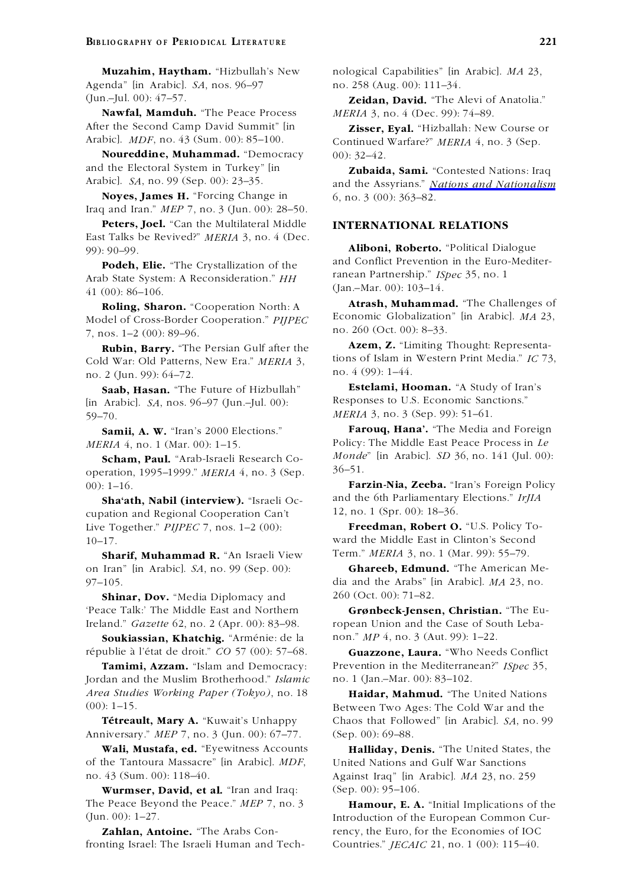**Muzahim, Haytham.** "Hizbullah's New Agenda" [in Arabic]. *SA*, nos. 96–97 (Jun.–Jul. 00): 47–57.

**Nawfal, Mamduh.** "The Peace Process After the Second Camp David Summit" [in Arabic]. *MDF*, no. 43 (Sum. 00): 85–100.

**Noureddine, Muhammad.** "Democracy and the Electoral System in Turkey" [in Arabic]. *SA*, no. 99 (Sep. 00): 23–35.

**Noyes, James H.** "Forcing Change in Iraq and Iran." *MEP* 7, no. 3 (Jun. 00): 28–50.

**Peters, Joel.** "Can the Multilateral Middle East Talks be Revived?" *MERIA* 3, no. 4 (Dec. 99): 90–99.

**Podeh, Elie.** "The Crystallization of the Arab State System: A Reconsideration." *HH* 41 (00): 86–106.

**Roling, Sharon.** "Cooperation North: A Model of Cross-Border Cooperation." *PIJPEC* 7, nos. 1–2 (00): 89–96.

**Rubin, Barry.** "The Persian Gulf after the Cold War: Old Patterns, New Era." *MERIA* 3, no. 2 (Jun. 99): 64–72.

**Saab, Hasan.** "The Future of Hizbullah" [in Arabic]. *SA*, nos. 96–97 (Jun.–Jul. 00): 59–70.

**Samii, A. W.** "Iran's 2000 Elections." *MERIA* 4, no. 1 (Mar. 00): 1–15.

**Scham, Paul.** "Arab-Israeli Research Cooperation, 1995–1999." *MERIA* 4, no. 3 (Sep. 00): 1–16.

**Sha'ath, Nabil (interview).** "Israeli Occupation and Regional Cooperation Can't Live Together." *PIJPEC* 7, nos. 1–2 (00): 10–17.

**Sharif, Muhammad R.** "An Israeli View on Iran" [in Arabic]. *SA*, no. 99 (Sep. 00): 97–105.

**Shinar, Dov.** "Media Diplomacy and 'Peace Talk:' The Middle East and Northern Ireland." *Gazette* 62, no. 2 (Apr. 00): 83–98.

**Soukiassian, Khatchig.** "Arménie: de la républie à l'état de droit." *CO* 57 (00): 57–68.

**Tamimi, Azzam.** "Islam and Democracy: Jordan and the Muslim Brotherhood." *Islamic Area Studies Working Paper (Tokyo)*, no. 18 (00): 1–15.

**Tétreault, Mary A.** "Kuwait's Unhappy Anniversary." *MEP* 7, no. 3 (Jun. 00): 67–77.

**Wali, Mustafa, ed.** "Eyewitness Accounts of the Tantoura Massacre" [in Arabic]. *MDF*, no. 43 (Sum. 00): 118–40.

**Wurmser, David, et al.** "Iran and Iraq: The Peace Beyond the Peace." *MEP* 7, no. 3 (Jun. 00): 1–27.

**Zahlan, Antoine.** "The Arabs Confronting Israel: The Israeli Human and Technological Capabilities" [in Arabic]. *MA* 23, no. 258 (Aug. 00): 111–34.

**Zeidan, David.** "The Alevi of Anatolia." *MERIA* 3, no. 4 (Dec. 99): 74–89.

**Zisser, Eyal.** "Hizballah: New Course or Continued Warfare?" *MERIA* 4, no. 3 (Sep. 00): 32–42.

**Zubaida, Sami.** "Contested Nations: Iraq and the Assyrians." *Nations and Nationalism* 6, no. 3 (00): 363–82.

## INTERNATIONAL RELATIONS

**Aliboni, Roberto.** "Political Dialogue and Conflict Prevention in the Euro-Mediterranean Partnership." *ISpec* 35, no. 1 (Jan.–Mar. 00): 103–14.

**Atrash, Muhammad.** "The Challenges of Economic Globalization" [in Arabic]. *MA* 23, no. 260 (Oct. 00): 8–33.

**Azem, Z.** "Limiting Thought: Representations of Islam in Western Print Media." *IC* 73, no. 4 (99): 1–44.

**Estelami, Hooman.** "A Study of Iran's Responses to U.S. Economic Sanctions." *MERIA* 3, no. 3 (Sep. 99): 51–61.

**Farouq, Hana'.** "The Media and Foreign Policy: The Middle East Peace Process in *Le Monde*" [in Arabic]. *SD* 36, no. 141 (Jul. 00): 36–51.

**Farzin-Nia, Zeeba.** "Iran's Foreign Policy and the 6th Parliamentary Elections." *IrJIA* 12, no. 1 (Spr. 00): 18–36.

**Freedman, Robert O.** "U.S. Policy Toward the Middle East in Clinton's Second Term." *MERIA* 3, no. 1 (Mar. 99): 55–79.

**Ghareeb, Edmund.** "The American Media and the Arabs" [in Arabic]. *MA* 23, no. 260 (Oct. 00): 71–82.

**Grønbeck-Jensen, Christian.** "The European Union and the Case of South Lebanon." *MP* 4, no. 3 (Aut. 99): 1–22.

**Guazzone, Laura.** "Who Needs Conflict Prevention in the Mediterranean?" *ISpec* 35, no. 1 (Jan.–Mar. 00): 83–102.

**Haidar, Mahmud.** "The United Nations Between Two Ages: The Cold War and the Chaos that Followed" [in Arabic]. *SA*, no. 99 (Sep. 00): 69–88.

**Halliday, Denis.** "The United States, the United Nations and Gulf War Sanctions Against Iraq" [in Arabic]. *MA* 23, no. 259 (Sep. 00): 95–106.

**Hamour, E. A.** "Initial Implications of the Introduction of the European Common Currency, the Euro, for the Economies of IOC Countries." *JECAIC* 21, no. 1 (00): 115–40.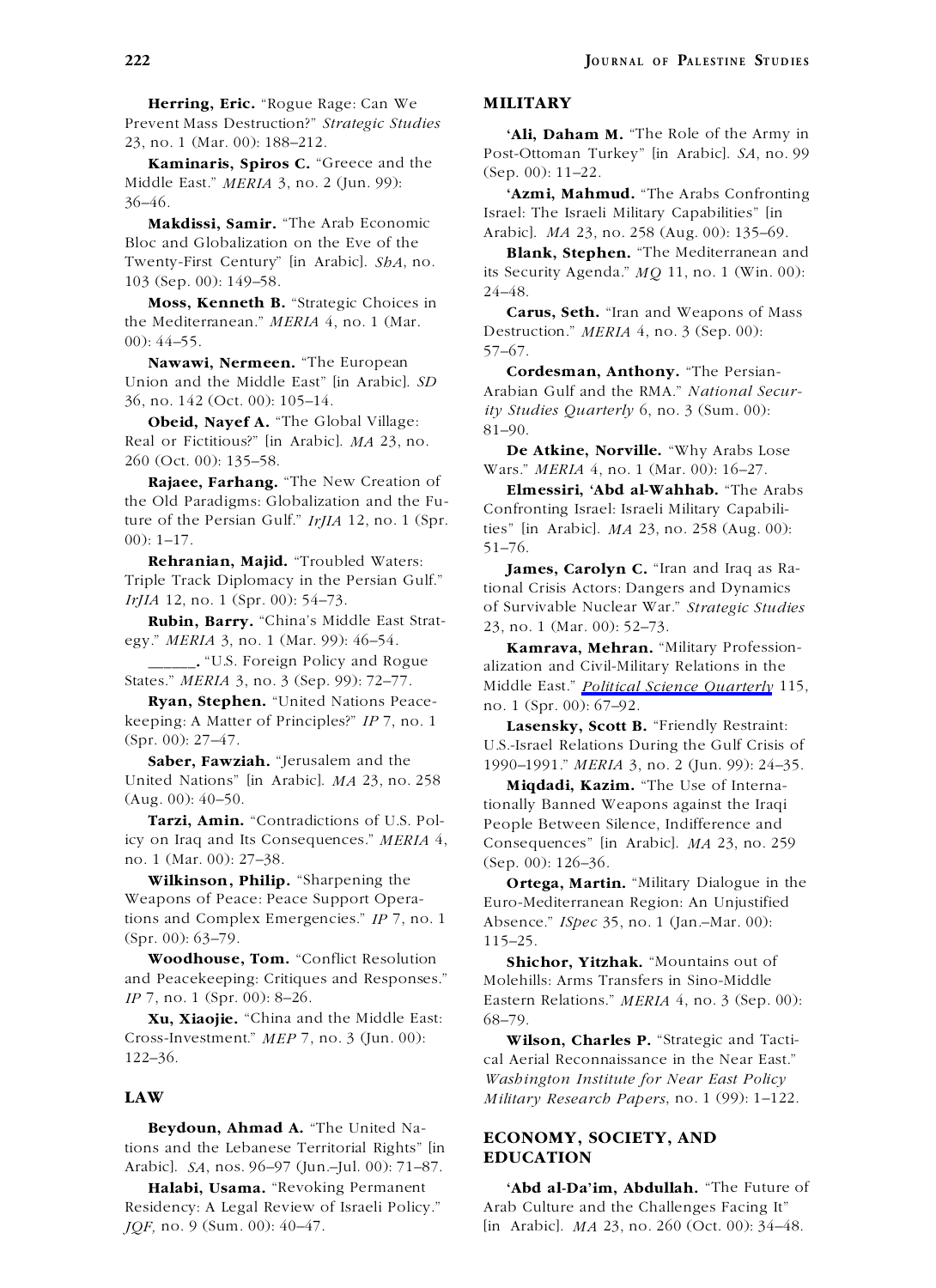**Herring, Eric.** "Rogue Rage: Can We Prevent Mass Destruction?" *Strategic Studies* 23, no. 1 (Mar. 00): 188–212.

**Kaminaris, Spiros C.** "Greece and the Middle East." *MERIA* 3, no. 2 (Jun. 99): 36–46.

**Makdissi, Samir.** "The Arab Economic Bloc and Globalization on the Eve of the Twenty-First Century" [in Arabic]. *ShA*, no. 103 (Sep. 00): 149–58.

**Moss, Kenneth B.** "Strategic Choices in the Mediterranean." *MERIA* 4, no. 1 (Mar. 00): 44–55.

**Nawawi, Nermeen.** "The European Union and the Middle East" [in Arabic]. *SD* 36, no. 142 (Oct. 00): 105–14.

**Obeid, Nayef A.** "The Global Village: Real or Fictitious?" [in Arabic]. *MA* 23, no. 260 (Oct. 00): 135–58.

**Rajaee, Farhang.** "The New Creation of the Old Paradigms: Globalization and the Future of the Persian Gulf." *IrJIA* 12, no. 1 (Spr. 00): 1–17.

**Rehranian, Majid.** "Troubled Waters: Triple Track Diplomacy in the Persian Gulf." *IrJIA* 12, no. 1 (Spr. 00): 54–73.

**Rubin, Barry.** "China's Middle East Strategy." *MERIA* 3, no. 1 (Mar. 99): 46–54.

**\_\_\_\_\_\_.** "U.S. Foreign Policy and Rogue States." *MERIA* 3, no. 3 (Sep. 99): 72–77.

**Ryan, Stephen.** "United Nations Peacekeeping: A Matter of Principles?" *IP* 7, no. 1 (Spr. 00): 27–47.

**Saber, Fawziah.** "Jerusalem and the United Nations" [in Arabic]. *MA* 23, no. 258 (Aug. 00): 40–50.

**Tarzi, Amin.** "Contradictions of U.S. Policy on Iraq and Its Consequences." *MERIA* 4, no. 1 (Mar. 00): 27–38.

**Wilkinson, Philip.** "Sharpening the Weapons of Peace: Peace Support Operations and Complex Emergencies." *IP* 7, no. 1 (Spr. 00): 63–79.

**Woodhouse, Tom.** "Conflict Resolution and Peacekeeping: Critiques and Responses." *IP* 7, no. 1 (Spr. 00): 8–26.

**Xu, Xiaojie.** "China and the Middle East: Cross-Investment." *MEP* 7, no. 3 (Jun. 00): 122–36.

## LAW

**Beydoun, Ahmad A.** "The United Nations and the Lebanese Territorial Rights" [in Arabic]. *SA*, nos. 96–97 (Jun.–Jul. 00): 71–87.

**Halabi, Usama.** "Revoking Permanent Residency: A Legal Review of Israeli Policy." *JQF*, no. 9 (Sum. 00): 40–47.

## MILITARY

**'Ali, Daham M.** "The Role of the Army in Post-Ottoman Turkey" [in Arabic]. *SA*, no. 99 (Sep. 00): 11–22.

**'Azmi, Mahmud.** "The Arabs Confronting Israel: The Israeli Military Capabilities" [in Arabic]. *MA* 23, no. 258 (Aug. 00): 135–69.

**Blank, Stephen.** "The Mediterranean and its Security Agenda." *MQ* 11, no. 1 (Win. 00): 24–48.

**Carus, Seth.** "Iran and Weapons of Mass Destruction." *MERIA* 4, no. 3 (Sep. 00): 57–67.

**Cordesman, Anthony.** "The Persian-Arabian Gulf and the RMA." *National Security Studies Quarterly* 6, no. 3 (Sum. 00): 81–90.

**De Atkine, Norville.** "Why Arabs Lose Wars." *MERIA* 4, no. 1 (Mar. 00): 16–27.

**Elmessiri, 'Abd al-Wahhab.** "The Arabs Confronting Israel: Israeli Military Capabilities" [in Arabic]. *MA* 23, no. 258 (Aug. 00): 51–76.

**James, Carolyn C.** "Iran and Iraq as Rational Crisis Actors: Dangers and Dynamics of Survivable Nuclear War." *Strategic Studies* 23, no. 1 (Mar. 00): 52–73.

**Kamrava, Mehran.** "Military Professionalization and Civil-Military Relations in the Middle East." *Political Science Quarterly* 115, no. 1 (Spr. 00): 67–92.

**Lasensky, Scott B.** "Friendly Restraint: U.S.-Israel Relations During the Gulf Crisis of 1990–1991." *MERIA* 3, no. 2 (Jun. 99): 24–35.

**Miqdadi, Kazim.** "The Use of Internationally Banned Weapons against the Iraqi People Between Silence, Indifference and Consequences" [in Arabic]. *MA* 23, no. 259 (Sep. 00): 126–36.

**Ortega, Martin.** "Military Dialogue in the Euro-Mediterranean Region: An Unjustified Absence." *ISpec* 35, no. 1 (Jan.–Mar. 00): 115–25.

**Shichor, Yitzhak.** "Mountains out of Molehills: Arms Transfers in Sino-Middle Eastern Relations." *MERIA* 4, no. 3 (Sep. 00): 68–79.

**Wilson, Charles P.** "Strategic and Tactical Aerial Reconnaissance in the Near East." *Washington Institute for Near East Policy Military Research Papers*, no. 1 (99): 1–122.

## ECONOMY, SOCIETY, AND EDUCATION

**'Abd al-Da'im, Abdullah.** "The Future of Arab Culture and the Challenges Facing It" [in Arabic]. *MA* 23, no. 260 (Oct. 00): 34–48.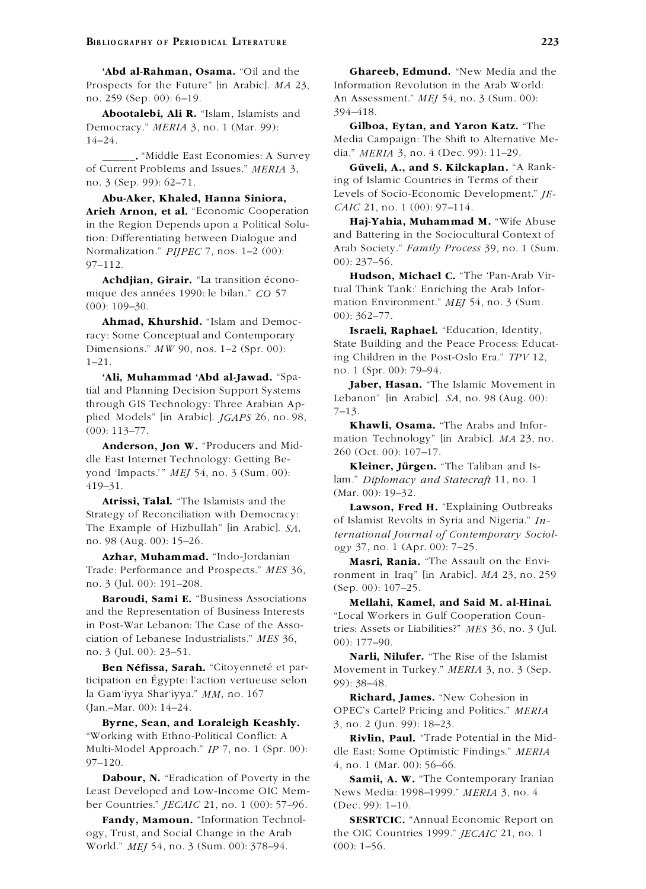**'Abd al-Rahman, Osama.** "Oil and the Prospects for the Future" [in Arabic]. *MA* 23, no. 259 (Sep. 00): 6–19.

**Abootalebi, Ali R.** "Islam, Islamists and Democracy." *MERIA* 3, no. 1 (Mar. 99): 14–24.

**______.** "Middle East Economies: A Survey of Current Problems and Issues." *MERIA* 3, no. 3 (Sep. 99): 62–71.

**Abu-Aker, Khaled, Hanna Siniora, Arieh Arnon, et al.** "Economic Cooperation in the Region Depends upon a Political Solution: Differentiating between Dialogue and Normalization." *PIJPEC* 7, nos. 1–2 (00): 97–112.

**Achdjian, Girair.** "La transition économique des années 1990: le bilan." *CO* 57 (00): 109–30.

**Ahmad, Khurshid.** "Islam and Democracy: Some Conceptual and Contemporary Dimensions." *MW* 90, nos. 1–2 (Spr. 00): 1–21.

**'Ali, Muhammad 'Abd al-Jawad.** "Spatial and Planning Decision Support Systems through GIS Technology: Three Arabian Applied Models" [in Arabic]. *JGAPS* 26, no. 98, (00): 113–77.

**Anderson, Jon W.** "Producers and Middle East Internet Technology: Getting Beyond 'Impacts.'" *MEJ* 54, no. 3 (Sum. 00): 419–31.

**Atrissi, Talal.** "The Islamists and the Strategy of Reconciliation with Democracy: The Example of Hizbullah" [in Arabic]. *SA*, no. 98 (Aug. 00): 15–26.

**Azhar, Muhammad.** "Indo-Jordanian Trade: Performance and Prospects." *MES* 36, no. 3 (Jul. 00): 191–208.

**Baroudi, Sami E.** "Business Associations and the Representation of Business Interests in Post-War Lebanon: The Case of the Association of Lebanese Industrialists." *MES* 36, no. 3 (Jul. 00): 23–51.

**Ben Néfissa, Sarah.** "Citoyenneté et participation en Égypte: l'action vertueuse selon la Gam'iyya Shar'iyya." *MM*, no. 167 (Jan.–Mar. 00): 14–24.

**Byrne, Sean, and Loraleigh Keashly.** "Working with Ethno-Political Conflict: A Multi-Model Approach." *IP* 7, no. 1 (Spr. 00): 97–120.

**Dabour, N.** "Eradication of Poverty in the Least Developed and Low-Income OIC Member Countries." *JECAIC* 21, no. 1 (00): 57–96.

**Fandy, Mamoun.** "Information Technology, Trust, and Social Change in the Arab World." *MEJ* 54, no. 3 (Sum. 00): 378–94.

**Ghareeb, Edmund.** "New Media and the Information Revolution in the Arab World: An Assessment." *MEJ* 54, no. 3 (Sum. 00): 394–418.

**Gilboa, Eytan, and Yaron Katz.** "The Media Campaign: The Shift to Alternative Media." *MERIA* 3, no. 4 (Dec. 99): 11–29.

**Güveli, A., and S. Kilckaplan.** "A Ranking of Islamic Countries in Terms of their Levels of Socio-Economic Development." *JECAIC* 21, no. 1 (00): 97–114.

**Haj-Yahia, Muhammad M.** "Wife Abuse and Battering in the Sociocultural Context of Arab Society." *Family Process* 39, no. 1 (Sum. 00): 237–56.

**Hudson, Michael C.** "The 'Pan-Arab Virtual Think Tank:' Enriching the Arab Information Environment." *MEJ* 54, no. 3 (Sum. 00): 362–77.

**Israeli, Raphael.** "Education, Identity, State Building and the Peace Process: Educating Children in the Post-Oslo Era." *TPV* 12, no. 1 (Spr. 00): 79–94.

**Jaber, Hasan.** "The Islamic Movement in Lebanon" [in Arabic]. *SA*, no. 98 (Aug. 00): 7–13.

**Khawli, Osama.** "The Arabs and Information Technology" [in Arabic]. *MA* 23, no. 260 (Oct. 00): 107–17.

**Kleiner, Jürgen.** "The Taliban and Islam." *Diplomacy and Statecraft* 11, no. 1 (Mar. 00): 19–32.

**Lawson, Fred H.** "Explaining Outbreaks of Islamist Revolts in Syria and Nigeria." *International Journal of Contemporary Sociology* 37, no. 1 (Apr. 00): 7–25.

**Masri, Rania.** "The Assault on the Environment in Iraq" [in Arabic]. *MA* 23, no. 259 (Sep. 00): 107–25.

**Mellahi, Kamel, and Said M. al-Hinai.** "Local Workers in Gulf Cooperation Countries: Assets or Liabilities?" *MES* 36, no. 3 (Jul. 00): 177–90.

**Narli, Nilufer.** "The Rise of the Islamist Movement in Turkey." *MERIA* 3, no. 3 (Sep. 99): 38–48.

**Richard, James.** "New Cohesion in OPEC's Cartel? Pricing and Politics." *MERIA* 3, no. 2 (Jun. 99): 18–23.

**Rivlin, Paul.** "Trade Potential in the Middle East: Some Optimistic Findings." *MERIA* 4, no. 1 (Mar. 00): 56–66.

**Samii, A. W.** "The Contemporary Iranian News Media: 1998–1999." *MERIA* 3, no. 4 (Dec. 99): 1–10.

**SESRTCIC.** "Annual Economic Report on the OIC Countries 1999." *JECAIC* 21, no. 1 (00): 1–56.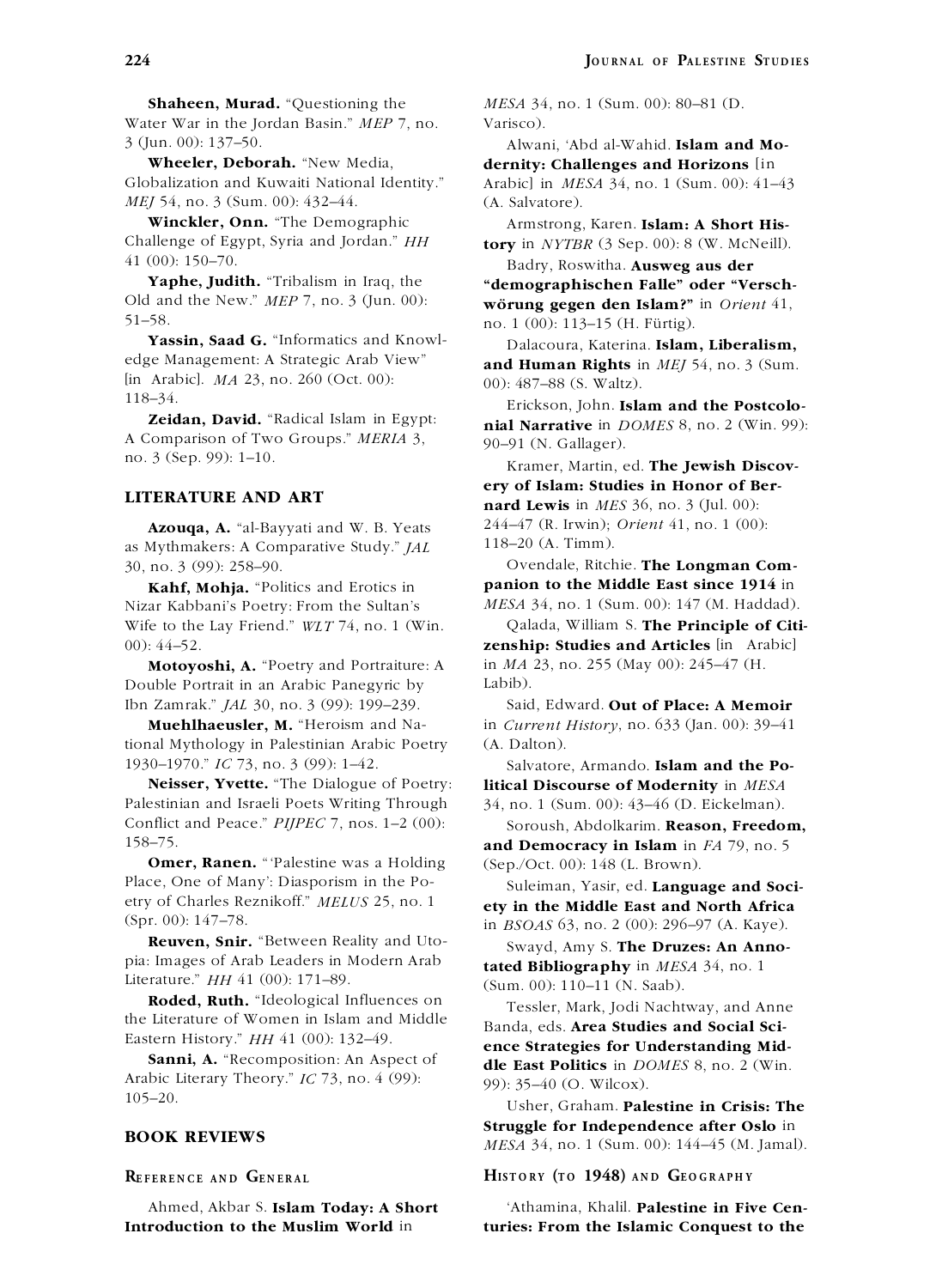**Shaheen, Murad.** "Questioning the Water War in the Jordan Basin." *MEP* 7, no. 3 (Jun. 00): 137–50.

**Wheeler, Deborah.** "New Media, Globalization and Kuwaiti National Identity." *MEJ* 54, no. 3 (Sum. 00): 432–44.

**Winckler, Onn.** "The Demographic Challenge of Egypt, Syria and Jordan." *HH* 41 (00): 150–70.

**Yaphe, Judith.** "Tribalism in Iraq, the Old and the New." *MEP* 7, no. 3 (Jun. 00): 51–58.

**Yassin, Saad G.** "Informatics and Knowledge Management: A Strategic Arab View" [in Arabic]. *MA* 23, no. 260 (Oct. 00): 118–34.

**Zeidan, David.** "Radical Islam in Egypt: A Comparison of Two Groups." *MERIA* 3, no. 3 (Sep. 99): 1–10.

## LITERATURE AND ART

**Azouqa, A.** "al-Bayyati and W. B. Yeats as Mythmakers: A Comparative Study." *JAL* 30, no. 3 (99): 258–90.

**Kahf, Mohja.** "Politics and Erotics in Nizar Kabbani's Poetry: From the Sultan's Wife to the Lay Friend." *WLT* 74, no. 1 (Win. 00): 44–52.

**Motoyoshi, A.** "Poetry and Portraiture: A Double Portrait in an Arabic Panegyric by Ibn Zamrak." *JAL* 30, no. 3 (99): 199–239.

**Muehlhaeusler, M.** "Heroism and National Mythology in Palestinian Arabic Poetry 1930–1970." *IC* 73, no. 3 (99): 1–42.

**Neisser, Yvette.** "The Dialogue of Poetry: Palestinian and Israeli Poets Writing Through Conflict and Peace." *PIJPEC* 7, nos. 1–2 (00): 158–75.

**Omer, Ranen.** "'Palestine was a Holding Place, One of Many': Diasporism in the Poetry of Charles Reznikoff." *MELUS* 25, no. 1 (Spr. 00): 147–78.

**Reuven, Snir.** "Between Reality and Utopia: Images of Arab Leaders in Modern Arab Literature." *HH* 41 (00): 171–89.

**Roded, Ruth.** "Ideological Influences on the Literature of Women in Islam and Middle Eastern History." *HH* 41 (00): 132–49.

**Sanni, A.** "Recomposition: An Aspect of Arabic Literary Theory." *IC* 73, no. 4 (99): 105–20.

## BOOK REVIEWS

### Reference and General

Ahmed, Akbar S. **Islam Today: A Short Introduction to the Muslim World** in *MESA* 34, no. 1 (Sum. 00): 80–81 (D. Varisco).

Alwani, 'Abd al-Wahid. **Islam and Modernity: Challenges and Horizons** [in Arabic] in *MESA* 34, no. 1 (Sum. 00): 41–43 (A. Salvatore).

Armstrong, Karen. **Islam: A Short History** in *NYTBR* (3 Sep. 00): 8 (W. McNeill).

Badry, Roswitha. **Ausweg aus der "demographischen Falle" oder "Verschwörung gegen den Islam?"** in *Orient* 41, no. 1 (00): 113–15 (H. Fürtig).

Dalacoura, Katerina. **Islam, Liberalism, and Human Rights** in *MEJ* 54, no. 3 (Sum. 00): 487–88 (S. Waltz).

Erickson, John. **Islam and the Postcolonial Narrative** in *DOMES* 8, no. 2 (Win. 99): 90–91 (N. Gallager).

Kramer, Martin, ed. **The Jewish Discovery of Islam: Studies in Honor of Bernard Lewis** in *MES* 36, no. 3 (Jul. 00): 244–47 (R. Irwin); *Orient* 41, no. 1 (00): 118–20 (A. Timm).

Ovendale, Ritchie. **The Longman Companion to the Middle East since 1914** in *MESA* 34, no. 1 (Sum. 00): 147 (M. Haddad).

Qalada, William S. **The Principle of Citizenship: Studies and Articles** [in Arabic] in *MA* 23, no. 255 (May 00): 245–47 (H. Labib).

Said, Edward. **Out of Place: A Memoir** in *Current History*, no. 633 (Jan. 00): 39–41 (A. Dalton).

Salvatore, Armando. **Islam and the Political Discourse of Modernity** in *MESA* 34, no. 1 (Sum. 00): 43–46 (D. Eickelman).

Soroush, Abdolkarim. **Reason, Freedom, and Democracy in Islam** in *FA* 79, no. 5 (Sep./Oct. 00): 148 (L. Brown).

Suleiman, Yasir, ed. **Language and Society in the Middle East and North Africa** in *BSOAS* 63, no. 2 (00): 296–97 (A. Kaye).

Swayd, Amy S. **The Druzes: An Annotated Bibliography** in *MESA* 34, no. 1 (Sum. 00): 110–11 (N. Saab).

Tessler, Mark, Jodi Nachtway, and Anne Banda, eds. **Area Studies and Social Science Strategies for Understanding Middle East Politics** in *DOMES* 8, no. 2 (Win. 99): 35–40 (O. Wilcox).

Usher, Graham. **Palestine in Crisis: The Struggle for Independence after Oslo** in *MESA* 34, no. 1 (Sum. 00): 144–45 (M. Jamal).

### History (to 1948) and Geography

'Athamina, Khalil. **Palestine in Five Centuries: From the Islamic Conquest to the**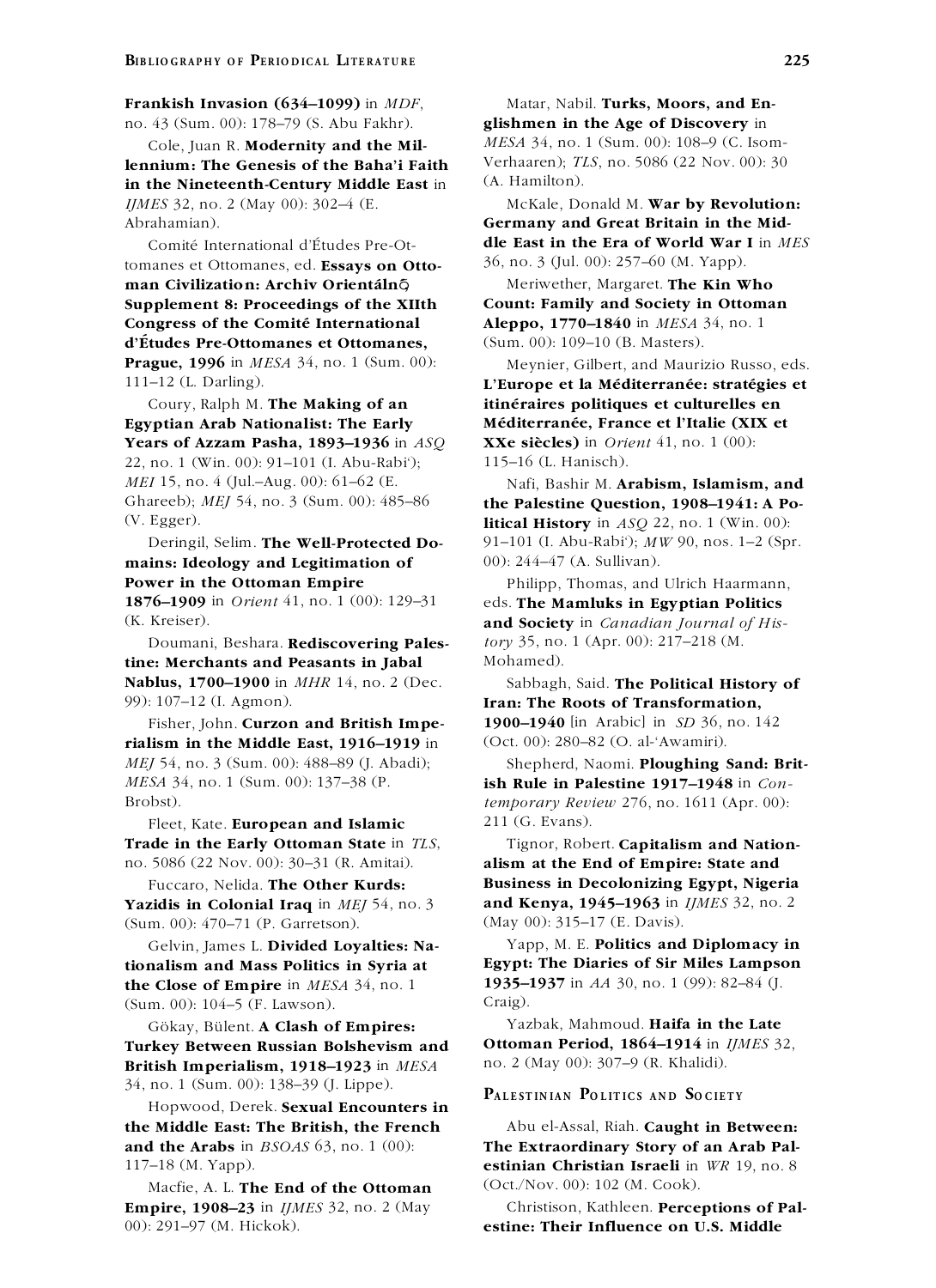**Frankish Invasion (634–1099)** in *MDF*, no. 43 (Sum. 00): 178–79 (S. Abu Fakhr).

Cole, Juan R. **Modernity and the Millennium: The Genesis of the Baha'i Faith in the Nineteenth-Century Middle East** in *IJMES* 32, no. 2 (May 00): 302–4 (E. Abrahamian).

Comité International d'Études Pre-Ottomanes et Ottomanes, ed. **Essays on Ottoman Civilization: Archiv Orientální Supplement 8: Proceedings of the XIIth Congress of the Comité International d'Études Pre-Ottomanes et Ottomanes, Prague, 1996** in *MESA* 34, no. 1 (Sum. 00): 111–12 (L. Darling).

Coury, Ralph M. **The Making of an Egyptian Arab Nationalist: The Early Years of Azzam Pasha, 1893–1936** in *ASQ* 22, no. 1 (Win. 00): 91–101 (I. Abu-Rabi'); *MEI* 15, no. 4 (Jul.–Aug. 00): 61–62 (E. Ghareeb); *MEJ* 54, no. 3 (Sum. 00): 485–86 (V. Egger).

Deringil, Selim. **The Well-Protected Domains: Ideology and Legitimation of Power in the Ottoman Empire 1876–1909** in *Orient* 41, no. 1 (00): 129–31 (K. Kreiser).

Doumani, Beshara. **Rediscovering Palestine: Merchants and Peasants in Jabal Nablus, 1700–1900** in *MHR* 14, no. 2 (Dec. 99): 107–12 (I. Agmon).

Fisher, John. **Curzon and British Imperialism in the Middle East, 1916–1919** in *MEJ* 54, no. 3 (Sum. 00): 488–89 (J. Abadi); *MESA* 34, no. 1 (Sum. 00): 137–38 (P. Brobst).

Fleet, Kate. **European and Islamic Trade in the Early Ottoman State** in *TLS*, no. 5086 (22 Nov. 00): 30–31 (R. Amitai).

Fuccaro, Nelida. **The Other Kurds: Yazidis in Colonial Iraq** in *MEJ* 54, no. 3 (Sum. 00): 470–71 (P. Garretson).

Gelvin, James L. **Divided Loyalties: Nationalism and Mass Politics in Syria at the Close of Empire** in *MESA* 34, no. 1 (Sum. 00): 104–5 (F. Lawson).

Gökay, Bülent. **A Clash of Empires: Turkey Between Russian Bolshevism and British Imperialism, 1918–1923** in *MESA* 34, no. 1 (Sum. 00): 138–39 (J. Lippe).

Hopwood, Derek. **Sexual Encounters in the Middle East: The British, the French and the Arabs** in *BSOAS* 63, no. 1 (00): 117–18 (M. Yapp).

Macfie, A. L. **The End of the Ottoman Empire, 1908–23** in *IJMES* 32, no. 2 (May 00): 291–97 (M. Hickok).

Matar, Nabil. **Turks, Moors, and Englishmen in the Age of Discovery** in *MESA* 34, no. 1 (Sum. 00): 108–9 (C. Isom-Verhaaren); *TLS*, no. 5086 (22 Nov. 00): 30 (A. Hamilton).

McKale, Donald M. **War by Revolution: Germany and Great Britain in the Middle East in the Era of World War I** in *MES* 36, no. 3 (Jul. 00): 257–60 (M. Yapp).

Meriwether, Margaret. **The Kin Who Count: Family and Society in Ottoman Aleppo, 1770–1840** in *MESA* 34, no. 1 (Sum. 00): 109–10 (B. Masters).

Meynier, Gilbert, and Maurizio Russo, eds. **L'Europe et la Méditerranée: stratégies et itinéraires politiques et culturelles en Méditerranée, France et l'Italie (XIX et XXe siècles)** in *Orient* 41, no. 1 (00): 115–16 (L. Hanisch).

Nafi, Bashir M. **Arabism, Islamism, and the Palestine Question, 1908–1941: A Political History** in *ASQ* 22, no. 1 (Win. 00): 91–101 (I. Abu-Rabi'); *MW* 90, nos. 1–2 (Spr. 00): 244–47 (A. Sullivan).

Philipp, Thomas, and Ulrich Haarmann, eds. **The Mamluks in Egyptian Politics and Society** in *Canadian Journal of History* 35, no. 1 (Apr. 00): 217–218 (M. Mohamed).

Sabbagh, Said. **The Political History of Iran: The Roots of Transformation, 1900–1940** [in Arabic] in *SD* 36, no. 142 (Oct. 00): 280–82 (O. al-'Awamiri).

Shepherd, Naomi. **Ploughing Sand: British Rule in Palestine 1917–1948** in *Contemporary Review* 276, no. 1611 (Apr. 00): 211 (G. Evans).

Tignor, Robert. **Capitalism and Nationalism at the End of Empire: State and Business in Decolonizing Egypt, Nigeria and Kenya, 1945–1963** in *IJMES* 32, no. 2 (May 00): 315–17 (E. Davis).

Yapp, M. E. **Politics and Diplomacy in Egypt: The Diaries of Sir Miles Lampson 1935–1937** in *AA* 30, no. 1 (99): 82–84 (J. Craig).

Yazbak, Mahmoud. **Haifa in the Late Ottoman Period, 1864–1914** in *IJMES* 32, no. 2 (May 00): 307–9 (R. Khalidi).

## Palestinian Politics and Society

Abu el-Assal, Riah. **Caught in Between: The Extraordinary Story of an Arab Palestinian Christian Israeli** in *WR* 19, no. 8 (Oct./Nov. 00): 102 (M. Cook).

Christison, Kathleen. **Perceptions of Palestine: Their Influence on U.S. Middle**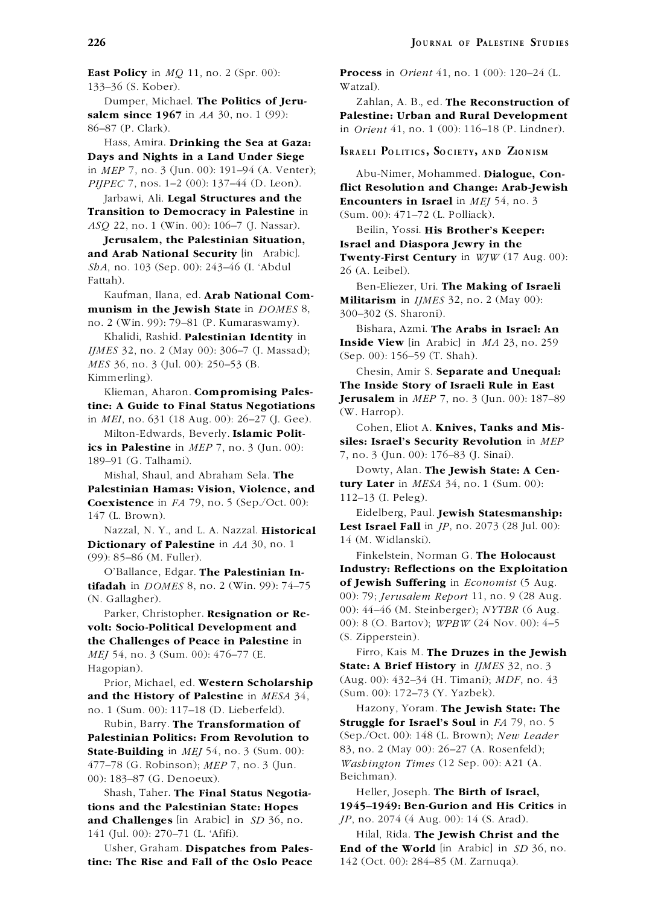**East Policy** in *MQ* 11, no. 2 (Spr. 00): 133–36 (S. Kober).

Dumper, Michael. **The Politics of Jerusalem since 1967** in *AA* 30, no. 1 (99): 86–87 (P. Clark).

Hass, Amira. **Drinking the Sea at Gaza: Days and Nights in a Land Under Siege** in *MEP* 7, no. 3 (Jun. 00): 191–94 (A. Venter); *PIJPEC* 7, nos. 1–2 (00): 137–44 (D. Leon).

Jarbawi, Ali. **Legal Structures and the Transition to Democracy in Palestine** in *ASQ* 22, no. 1 (Win. 00): 106–7 (J. Nassar).

**Jerusalem, the Palestinian Situation, and Arab National Security** [in Arabic]. *ShA*, no. 103 (Sep. 00): 243–46 (I. 'Abdul Fattah).

Kaufman, Ilana, ed. **Arab National Communism in the Jewish State** in *DOMES* 8, no. 2 (Win. 99): 79–81 (P. Kumaraswamy).

Khalidi, Rashid. **Palestinian Identity** in *IJMES* 32, no. 2 (May 00): 306–7 (J. Massad); *MES* 36, no. 3 (Jul. 00): 250–53 (B. Kimmerling).

Klieman, Aharon. **Compromising Palestine: A Guide to Final Status Negotiations** in *MEI*, no. 631 (18 Aug. 00): 26–27 (J. Gee).

Milton-Edwards, Beverly. **Islamic Politics in Palestine** in *MEP* 7, no. 3 (Jun. 00): 189–91 (G. Talhami).

Mishal, Shaul, and Abraham Sela. **The Palestinian Hamas: Vision, Violence, and Coexistence** in *FA* 79, no. 5 (Sep./Oct. 00): 147 (L. Brown).

Nazzal, N. Y., and L. A. Nazzal. **Historical Dictionary of Palestine** in *AA* 30, no. 1 (99): 85–86 (M. Fuller).

O'Ballance, Edgar. **The Palestinian Intifadah** in *DOMES* 8, no. 2 (Win. 99): 74–75 (N. Gallagher).

Parker, Christopher. **Resignation or Revolt: Socio-Political Development and the Challenges of Peace in Palestine** in *MEJ* 54, no. 3 (Sum. 00): 476–77 (E. Hagopian).

Prior, Michael, ed. **Western Scholarship and the History of Palestine** in *MESA* 34, no. 1 (Sum. 00): 117–18 (D. Lieberfeld).

Rubin, Barry. **The Transformation of Palestinian Politics: From Revolution to State-Building** in *MEJ* 54, no. 3 (Sum. 00): 477–78 (G. Robinson); *MEP* 7, no. 3 (Jun. 00): 183–87 (G. Denoeux).

Shash, Taher. **The Final Status Negotiations and the Palestinian State: Hopes and Challenges** [in Arabic] in *SD* 36, no. 141 (Jul. 00): 270–71 (L. 'Afifi).

Usher, Graham. **Dispatches from Palestine: The Rise and Fall of the Oslo Peace Process** in *Orient* 41, no. 1 (00): 120–24 (L. Watzal).

Zahlan, A. B., ed. **The Reconstruction of Palestine: Urban and Rural Development** in *Orient* 41, no. 1 (00): 116–18 (P. Lindner).

## Israeli Politics, Society, and Zionism

Abu-Nimer, Mohammed. **Dialogue, Conflict Resolution and Change: Arab-Jewish Encounters in Israel** in *MEJ* 54, no. 3 (Sum. 00): 471–72 (L. Polliack).

Beilin, Yossi. **His Brother's Keeper: Israel and Diaspora Jewry in the Twenty-First Century** in *WJW* (17 Aug. 00): 26 (A. Leibel).

Ben-Eliezer, Uri. **The Making of Israeli Militarism** in *IJMES* 32, no. 2 (May 00): 300–302 (S. Sharoni).

Bishara, Azmi. **The Arabs in Israel: An Inside View** [in Arabic] in *MA* 23, no. 259 (Sep. 00): 156–59 (T. Shah).

Chesin, Amir S. **Separate and Unequal: The Inside Story of Israeli Rule in East Jerusalem** in *MEP* 7, no. 3 (Jun. 00): 187–89 (W. Harrop).

Cohen, Eliot A. **Knives, Tanks and Missiles: Israel's Security Revolution** in *MEP* 7, no. 3 (Jun. 00): 176–83 (J. Sinai).

Dowty, Alan. **The Jewish State: A Century Later** in *MESA* 34, no. 1 (Sum. 00): 112–13 (I. Peleg).

Eidelberg, Paul. **Jewish Statesmanship: Lest Israel Fall** in *JP*, no. 2073 (28 Jul. 00): 14 (M. Widlanski).

Finkelstein, Norman G. **The Holocaust Industry: Reflections on the Exploitation of Jewish Suffering** in *Economist* (5 Aug. 00): 79; *Jerusalem Report* 11, no. 9 (28 Aug. 00): 44–46 (M. Steinberger); *NYTBR* (6 Aug. 00): 8 (O. Bartov); *WPBW* (24 Nov. 00): 4–5 (S. Zipperstein).

Firro, Kais M. **The Druzes in the Jewish State: A Brief History** in *IJMES* 32, no. 3 (Aug. 00): 432–34 (H. Timani); *MDF*, no. 43 (Sum. 00): 172–73 (Y. Yazbek).

Hazony, Yoram. **The Jewish State: The Struggle for Israel's Soul** in *FA* 79, no. 5 (Sep./Oct. 00): 148 (L. Brown); *New Leader* 83, no. 2 (May 00): 26–27 (A. Rosenfeld); *Washington Times* (12 Sep. 00): A21 (A. Beichman).

Heller, Joseph. **The Birth of Israel, 1945–1949: Ben-Gurion and His Critics** in *JP*, no. 2074 (4 Aug. 00): 14 (S. Arad).

Hilal, Rida. **The Jewish Christ and the End of the World** [in Arabic] in *SD* 36, no. 142 (Oct. 00): 284–85 (M. Zarnuqa).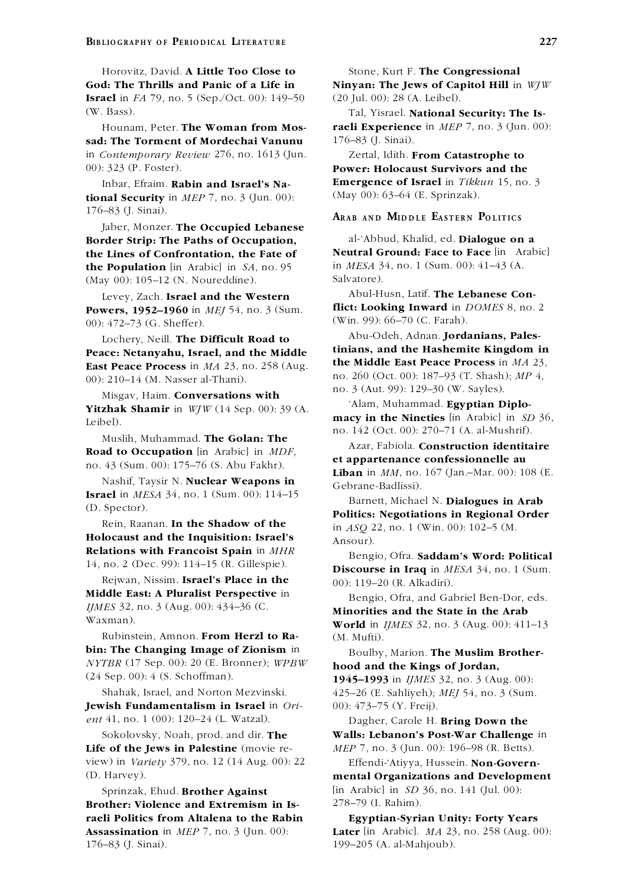Horovitz, David. **A Little Too Close to God: The Thrills and Panic of a Life in Israel** in *FA* 79, no. 5 (Sep./Oct. 00): 149–50 (W. Bass).

Hounam, Peter. **The Woman from Mossad: The Torment of Mordechai Vanunu** in *Contemporary Review* 276, no. 1613 (Jun. 00): 323 (P. Foster).

Inbar, Efraim. **Rabin and Israel's National Security** in *MEP* 7, no. 3 (Jun. 00): 176–83 (J. Sinai).

Jaber, Monzer. **The Occupied Lebanese Border Strip: The Paths of Occupation, the Lines of Confrontation, the Fate of the Population** [in Arabic] in *SA*, no. 95 (May 00): 105–12 (N. Noureddine).

Levey, Zach. **Israel and the Western Powers, 1952–1960** in *MEJ* 54, no. 3 (Sum. 00): 472–73 (G. Sheffer).

Lochery, Neill. **The Difficult Road to Peace: Netanyahu, Israel, and the Middle East Peace Process** in *MA* 23, no. 258 (Aug. 00): 210–14 (M. Nasser al-Thani).

Misgav, Haim. **Conversations with Yitzhak Shamir** in *WJW* (14 Sep. 00): 39 (A. Leibel).

Muslih, Muhammad. **The Golan: The Road to Occupation** [in Arabic] in *MDF*, no. 43 (Sum. 00): 175–76 (S. Abu Fakhr).

Nashif, Taysir N. **Nuclear Weapons in Israel** in *MESA* 34, no. 1 (Sum. 00): 114–15 (D. Spector).

Rein, Raanan. **In the Shadow of the Holocaust and the Inquisition: Israel's Relations with Francoist Spain** in *MHR* 14, no. 2 (Dec. 99): 114–15 (R. Gillespie).

Rejwan, Nissim. **Israel's Place in the Middle East: A Pluralist Perspective** in *IJMES* 32, no. 3 (Aug. 00): 434–36 (C. Waxman).

Rubinstein, Amnon. **From Herzl to Rabin: The Changing Image of Zionism** in *NYTBR* (17 Sep. 00): 20 (E. Bronner); *WPBW* (24 Sep. 00): 4 (S. Schoffman).

Shahak, Israel, and Norton Mezvinski. **Jewish Fundamentalism in Israel** in *Orient* 41, no. 1 (00): 120–24 (L. Watzal).

Sokolovsky, Noah, prod. and dir. **The Life of the Jews in Palestine** (movie review) in *Variety* 379, no. 12 (14 Aug. 00): 22 (D. Harvey).

Sprinzak, Ehud. **Brother Against Brother: Violence and Extremism in Israeli Politics from Altalena to the Rabin Assassination** in *MEP* 7, no. 3 (Jun. 00): 176–83 (J. Sinai).

Stone, Kurt F. **The Congressional Minyan: The Jews of Capitol Hill** in *WJW* (20 Jul. 00): 28 (A. Leibel).

Tal, Yisrael. **National Security: The Israeli Experience** in *MEP* 7, no. 3 (Jun. 00): 176–83 (J. Sinai).

Zertal, Idith. **From Catastrophe to Power: Holocaust Survivors and the Emergence of Israel** in *Tikkun* 15, no. 3 (May 00): 63–64 (E. Sprinzak).

## Arab and Middle Eastern Politics

al-ʻAbbud, Khalid, ed. **Dialogue on a Neutral Ground: Face to Face** [in Arabic] in *MESA* 34, no. 1 (Sum. 00): 41–43 (A. Salvatore).

Abul-Husn, Latif. **The Lebanese Conflict: Looking Inward** in *DOMES* 8, no. 2 (Win. 99): 66–70 (C. Farah).

Abu-Odeh, Adnan. **Jordanians, Palestinians, and the Hashemite Kingdom in the Middle East Peace Process** in *MA* 23, no. 260 (Oct. 00): 187–93 (T. Shash); *MP* 4, no. 3 (Aut. 99): 129–30 (W. Sayles).

ʻAlam, Muhammad. **Egyptian Diplomacy in the Nineties** [in Arabic] in *SD* 36, no. 142 (Oct. 00): 270–71 (A. al-Mushrif).

Azar, Fabiola. **Construction identitaire et appartenance confessionnelle au Liban** in *MM*, no. 167 (Jan.–Mar. 00): 108 (E. Gebrane-Badlissi).

Barnett, Michael N. **Dialogues in Arab Politics: Negotiations in Regional Order** in *ASQ* 22, no. 1 (Win. 00): 102–5 (M. Ansour).

Bengio, Ofra. **Saddam's Word: Political Discourse in Iraq** in *MESA* 34, no. 1 (Sum. 00): 119–20 (R. Alkadiri).

Bengio, Ofra, and Gabriel Ben-Dor, eds. **Minorities and the State in the Arab World** in *IJMES* 32, no. 3 (Aug. 00): 411–13 (M. Mufti).

Boulby, Marion. **The Muslim Brotherhood and the Kings of Jordan, 1945–1993** in *IJMES* 32, no. 3 (Aug. 00): 425–26 (E. Sahliyeh); *MEJ* 54, no. 3 (Sum. 00): 473–75 (Y. Freij).

Dagher, Carole H. **Bring Down the Walls: Lebanon's Post-War Challenge** in *MEP* 7, no. 3 (Jun. 00): 196–98 (R. Betts).

Effendi-ʻAtiyya, Hussein. **Non-Governmental Organizations and Development** [in Arabic] in *SD* 36, no. 141 (Jul. 00): 278–79 (I. Rahim).

**Egyptian-Syrian Unity: Forty Years Later** [in Arabic]. *MA* 23, no. 258 (Aug. 00): 199–205 (A. al-Mahjoub).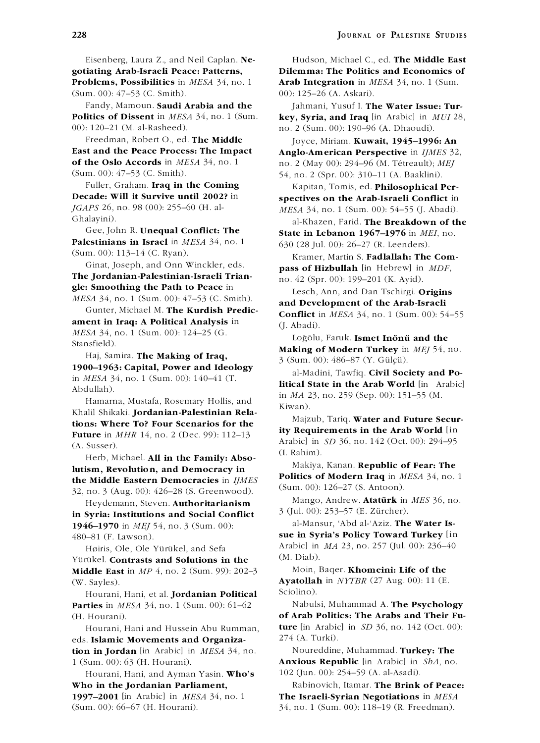Eisenberg, Laura Z., and Neil Caplan. **Negotiating Arab-Israeli Peace: Patterns, Problems, Possibilities** in *MESA* 34, no. 1 (Sum. 00): 47–53 (C. Smith).

Fandy, Mamoun. **Saudi Arabia and the Politics of Dissent** in *MESA* 34, no. 1 (Sum. 00): 120–21 (M. al-Rasheed).

Freedman, Robert O., ed. **The Middle East and the Peace Process: The Impact of the Oslo Accords** in *MESA* 34, no. 1 (Sum. 00): 47–53 (C. Smith).

Fuller, Graham. **Iraq in the Coming Decade: Will it Survive until 2002?** in *JGAPS* 26, no. 98 (00): 255–60 (H. al-Ghalayini).

Gee, John R. **Unequal Conflict: The Palestinians in Israel** in *MESA* 34, no. 1 (Sum. 00): 113–14 (C. Ryan).

Ginat, Joseph, and Onn Winckler, eds. **The Jordanian-Palestinian-Israeli Triangle: Smoothing the Path to Peace** in *MESA* 34, no. 1 (Sum. 00): 47–53 (C. Smith).

Gunter, Michael M. **The Kurdish Predicament in Iraq: A Political Analysis** in *MESA* 34, no. 1 (Sum. 00): 124–25 (G. Stansfield).

Haj, Samira. **The Making of Iraq, 1900–1963: Capital, Power and Ideology** in *MESA* 34, no. 1 (Sum. 00): 140–41 (T. Abdullah).

Hamarna, Mustafa, Rosemary Hollis, and Khalil Shikaki. **Jordanian-Palestinian Relations: Where To? Four Scenarios for the Future** in *MHR* 14, no. 2 (Dec. 99): 112–13 (A. Susser).

Herb, Michael. **All in the Family: Absolutism, Revolution, and Democracy in the Middle Eastern Democracies** in *IJMES* 32, no. 3 (Aug. 00): 426–28 (S. Greenwood).

Heydemann, Steven. **Authoritarianism in Syria: Institutions and Social Conflict 1946–1970** in *MEJ* 54, no. 3 (Sum. 00): 480–81 (F. Lawson).

Høiris, Ole, Ole Yürükel, and Sefa Yürükel. **Contrasts and Solutions in the Middle East** in *MP* 4, no. 2 (Sum. 99): 202–3 (W. Sayles).

Hourani, Hani, et al. **Jordanian Political Parties** in *MESA* 34, no. 1 (Sum. 00): 61–62 (H. Hourani).

Hourani, Hani and Hussein Abu Rumman, eds. **Islamic Movements and Organization in Jordan** [in Arabic] in *MESA* 34, no. 1 (Sum. 00): 63 (H. Hourani).

Hourani, Hani, and Ayman Yasin. **Who's Who in the Jordanian Parliament, 1997–2001** [in Arabic] in *MESA* 34, no. 1 (Sum. 00): 66–67 (H. Hourani).

Hudson, Michael C., ed. **The Middle East Dilemma: The Politics and Economics of Arab Integration** in *MESA* 34, no. 1 (Sum. 00): 125–26 (A. Askari).

Jahmani, Yusuf I. **The Water Issue: Turkey, Syria, and Iraq** [in Arabic] in *MUI* 28, no. 2 (Sum. 00): 190–96 (A. Dhaoudi).

Joyce, Miriam. **Kuwait, 1945–1996: An Anglo-American Perspective** in *IJMES* 32, no. 2 (May 00): 294–96 (M. Tétreault); *MEJ* 54, no. 2 (Spr. 00): 310–11 (A. Baaklini).

Kapitan, Tomis, ed. **Philosophical Perspectives on the Arab-Israeli Conflict** in *MESA* 34, no. 1 (Sum. 00): 54–55 (J. Abadi).

al-Khazen, Farid. **The Breakdown of the State in Lebanon 1967–1976** in *MEI*, no. 630 (28 Jul. 00): 26–27 (R. Leenders).

Kramer, Martin S. **Fadlallah: The Compass of Hizbullah** [in Hebrew] in *MDF*, no. 42 (Spr. 00): 199–201 (K. Ayid).

Lesch, Ann, and Dan Tschirgi. **Origins and Development of the Arab-Israeli Conflict** in *MESA* 34, no. 1 (Sum. 00): 54–55 (J. Abadi).

Loğölu, Faruk. **Ismet Inönü and the Making of Modern Turkey** in *MEJ* 54, no. 3 (Sum. 00): 486–87 (Y. Gülçü).

al-Madini, Tawfiq. **Civil Society and Political State in the Arab World** [in Arabic] in *MA* 23, no. 259 (Sep. 00): 151–55 (M. Kiwan).

Majzub, Tariq. **Water and Future Security Requirements in the Arab World** [in Arabic] in *SD* 36, no. 142 (Oct. 00): 294–95 (I. Rahim).

Makiya, Kanan. **Republic of Fear: The Politics of Modern Iraq** in *MESA* 34, no. 1 (Sum. 00): 126–27 (S. Antoon).

Mango, Andrew. **Atatürk** in *MES* 36, no. 3 (Jul. 00): 253–57 (E. Zürcher).

al-Mansur, 'Abd al-'Aziz. **The Water Issue in Syria's Policy Toward Turkey** [in Arabic] in *MA* 23, no. 257 (Jul. 00): 236–40 (M. Diab).

Moin, Baqer. **Khomeini: Life of the Ayatollah** in *NYTBR* (27 Aug. 00): 11 (E. Sciolino).

Nabulsi, Muhammad A. **The Psychology of Arab Politics: The Arabs and Their Future** [in Arabic] in *SD* 36, no. 142 (Oct. 00): 274 (A. Turki).

Noureddine, Muhammad. **Turkey: The Anxious Republic** [in Arabic] in *ShA*, no. 102 (Jun. 00): 254–59 (A. al-Asadi).

Rabinovich, Itamar. **The Brink of Peace: The Israeli-Syrian Negotiations** in *MESA* 34, no. 1 (Sum. 00): 118–19 (R. Freedman).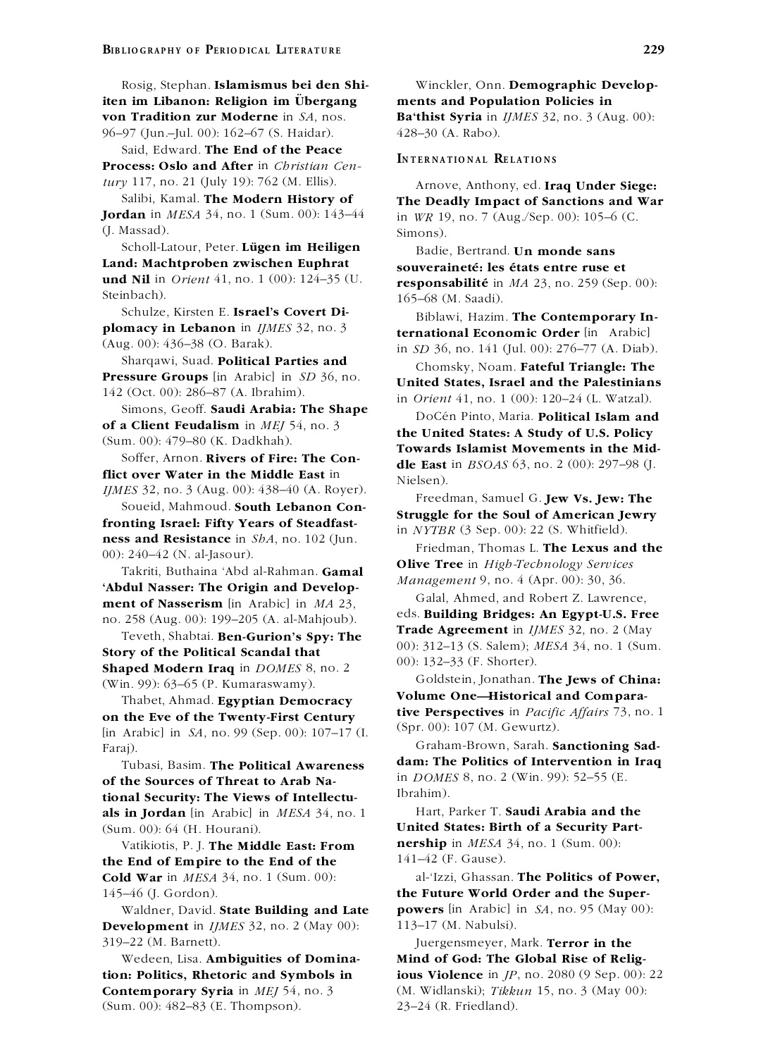Rosig, Stephan. **Islamismus bei den Shiiten im Libanon: Religion im Übergang von Tradition zur Moderne** in *SA*, nos. 96–97 (Jun.–Jul. 00): 162–67 (S. Haidar).

Said, Edward. **The End of the Peace Process: Oslo and After** in *Christian Century* 117, no. 21 (July 19): 762 (M. Ellis).

Salibi, Kamal. **The Modern History of Jordan** in *MESA* 34, no. 1 (Sum. 00): 143–44 (J. Massad).

Scholl-Latour, Peter. **Lügen im Heiligen Land: Machtproben zwischen Euphrat und Nil** in *Orient* 41, no. 1 (00): 124–35 (U. Steinbach).

Schulze, Kirsten E. **Israel's Covert Diplomacy in Lebanon** in *IJMES* 32, no. 3 (Aug. 00): 436–38 (O. Barak).

Sharqawi, Suad. **Political Parties and Pressure Groups** [in Arabic] in *SD* 36, no. 142 (Oct. 00): 286–87 (A. Ibrahim).

Simons, Geoff. **Saudi Arabia: The Shape of a Client Feudalism** in *MEJ* 54, no. 3 (Sum. 00): 479–80 (K. Dadkhah).

Soffer, Arnon. **Rivers of Fire: The Conflict over Water in the Middle East** in *IJMES* 32, no. 3 (Aug. 00): 438–40 (A. Royer).

Soueid, Mahmoud. **South Lebanon Confronting Israel: Fifty Years of Steadfastness and Resistance** in *ShA*, no. 102 (Jun. 00): 240–42 (N. al-Jasour).

Takriti, Buthaina 'Abd al-Rahman. **Gamal 'Abdul Nasser: The Origin and Development of Nasserism** [in Arabic] in *MA* 23, no. 258 (Aug. 00): 199–205 (A. al-Mahjoub).

Teveth, Shabtai. **Ben-Gurion's Spy: The Story of the Political Scandal that Shaped Modern Iraq** in *DOMES* 8, no. 2 (Win. 99): 63–65 (P. Kumaraswamy).

Thabet, Ahmad. **Egyptian Democracy on the Eve of the Twenty-First Century** [in Arabic] in *SA*, no. 99 (Sep. 00): 107–17 (I. Faraj).

Tubasi, Basim. **The Political Awareness of the Sources of Threat to Arab National Security: The Views of Intellectuals in Jordan** [in Arabic] in *MESA* 34, no. 1 (Sum. 00): 64 (H. Hourani).

Vatikiotis, P. J. **The Middle East: From the End of Empire to the End of the Cold War** in *MESA* 34, no. 1 (Sum. 00): 145–46 (J. Gordon).

Waldner, David. **State Building and Late Development** in *IJMES* 32, no. 2 (May 00): 319–22 (M. Barnett).

Wedeen, Lisa. **Ambiguities of Domination: Politics, Rhetoric and Symbols in Contemporary Syria** in *MEJ* 54, no. 3 (Sum. 00): 482–83 (E. Thompson).

Winckler, Onn. **Demographic Developments and Population Policies in Ba'thist Syria** in *IJMES* 32, no. 3 (Aug. 00): 428–30 (A. Rabo).

## International Relations

Arnove, Anthony, ed. **Iraq Under Siege: The Deadly Impact of Sanctions and War** in *WR* 19, no. 7 (Aug./Sep. 00): 105–6 (C. Simons).

Badie, Bertrand. **Un monde sans souveraineté: les états entre ruse et responsabilité** in *MA* 23, no. 259 (Sep. 00): 165–68 (M. Saadi).

Biblawi, Hazim. **The Contemporary International Economic Order** [in Arabic] in *SD* 36, no. 141 (Jul. 00): 276–77 (A. Diab).

Chomsky, Noam. **Fateful Triangle: The United States, Israel and the Palestinians** in *Orient* 41, no. 1 (00): 120–24 (L. Watzal).

DoCén Pinto, Maria. **Political Islam and the United States: A Study of U.S. Policy Towards Islamist Movements in the Middle East** in *BSOAS* 63, no. 2 (00): 297–98 (J. Nielsen).

Freedman, Samuel G. **Jew Vs. Jew: The Struggle for the Soul of American Jewry** in *NYTBR* (3 Sep. 00): 22 (S. Whitfield).

Friedman, Thomas L. **The Lexus and the Olive Tree** in *High-Technology Services Management* 9, no. 4 (Apr. 00): 30, 36.

Galal, Ahmed, and Robert Z. Lawrence, eds. **Building Bridges: An Egypt-U.S. Free Trade Agreement** in *IJMES* 32, no. 2 (May 00): 312–13 (S. Salem); *MESA* 34, no. 1 (Sum. 00): 132–33 (F. Shorter).

Goldstein, Jonathan. **The Jews of China: Volume One—Historical and Comparative Perspectives** in *Pacific Affairs* 73, no. 1 (Spr. 00): 107 (M. Gewurtz).

Graham-Brown, Sarah. **Sanctioning Saddam: The Politics of Intervention in Iraq** in *DOMES* 8, no. 2 (Win. 99): 52–55 (E. Ibrahim).

Hart, Parker T. **Saudi Arabia and the United States: Birth of a Security Partnership** in *MESA* 34, no. 1 (Sum. 00): 141–42 (F. Gause).

al-'Izzi, Ghassan. **The Politics of Power, the Future World Order and the Superpowers** [in Arabic] in *SA*, no. 95 (May 00): 113–17 (M. Nabulsi).

Juergensmeyer, Mark. **Terror in the Mind of God: The Global Rise of Religious Violence** in *JP*, no. 2080 (9 Sep. 00): 22 (M. Widlanski); *Tikkun* 15, no. 3 (May 00): 23–24 (R. Friedland).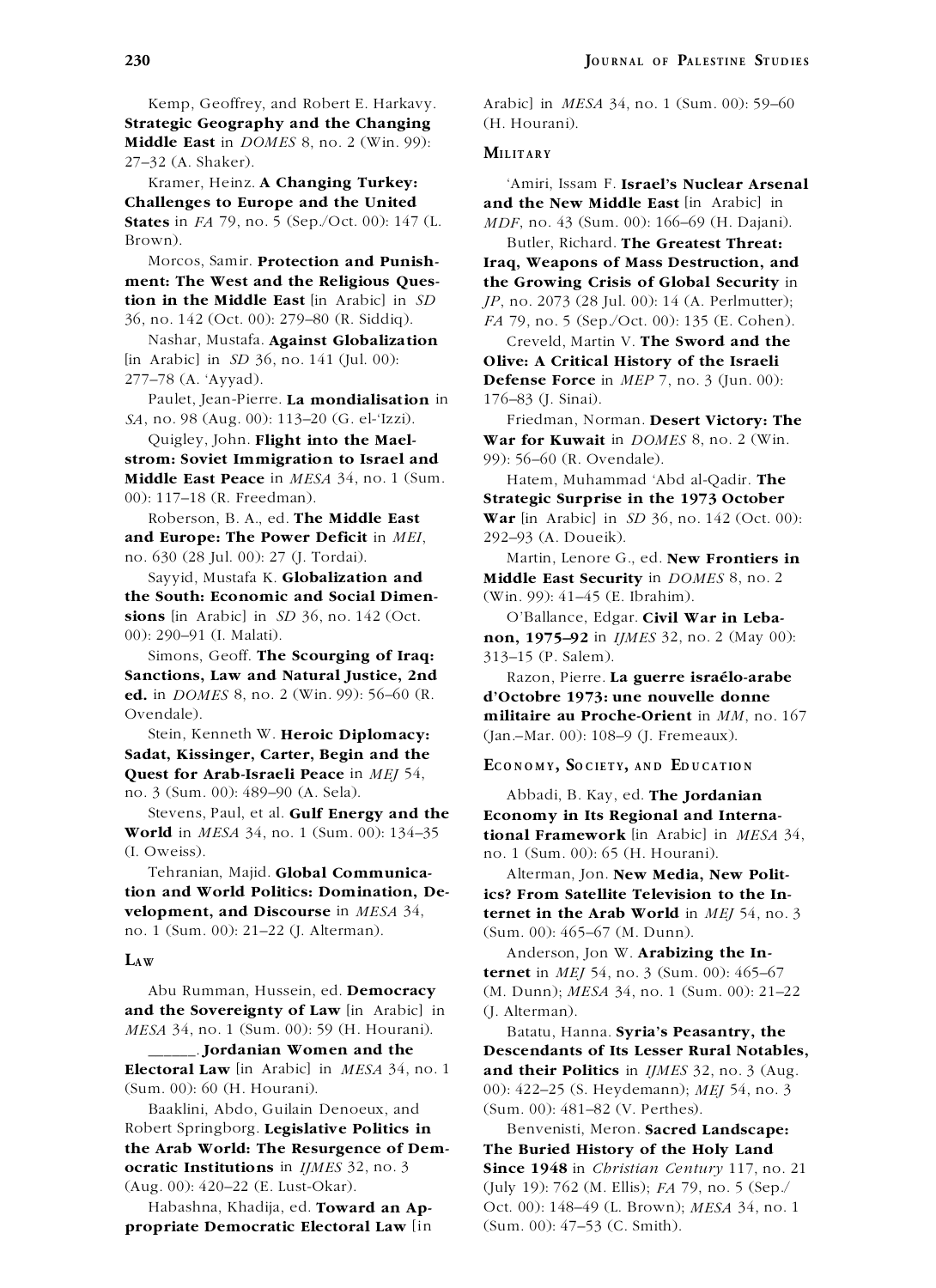Kemp, Geoffrey, and Robert E. Harkavy. **Strategic Geography and the Changing Middle East** in *DOMES* 8, no. 2 (Win. 99): 27–32 (A. Shaker).

Kramer, Heinz. **A Changing Turkey: Challenges to Europe and the United States** in *FA* 79, no. 5 (Sep./Oct. 00): 147 (L. Brown).

Morcos, Samir. **Protection and Punishment: The West and the Religious Question in the Middle East** [in Arabic] in *SD* 36, no. 142 (Oct. 00): 279–80 (R. Siddiq).

Nashar, Mustafa. **Against Globalization** [in Arabic] in *SD* 36, no. 141 (Jul. 00): 277–78 (A. 'Ayyad).

Paulet, Jean-Pierre. **La mondialisation** in *SA*, no. 98 (Aug. 00): 113–20 (G. el-'Izzi).

Quigley, John. **Flight into the Maelstrom: Soviet Immigration to Israel and Middle East Peace** in *MESA* 34, no. 1 (Sum. 00): 117–18 (R. Freedman).

Roberson, B. A., ed. **The Middle East and Europe: The Power Deficit** in *MEI*, no. 630 (28 Jul. 00): 27 (J. Tordai).

Sayyid, Mustafa K. **Globalization and the South: Economic and Social Dimensions** [in Arabic] in *SD* 36, no. 142 (Oct. 00): 290–91 (I. Malati).

Simons, Geoff. **The Scourging of Iraq: Sanctions, Law and Natural Justice, 2nd ed.** in *DOMES* 8, no. 2 (Win. 99): 56–60 (R. Ovendale).

Stein, Kenneth W. **Heroic Diplomacy: Sadat, Kissinger, Carter, Begin and the Quest for Arab-Israeli Peace** in *MEJ* 54, no. 3 (Sum. 00): 489–90 (A. Sela).

Stevens, Paul, et al. **Gulf Energy and the World** in *MESA* 34, no. 1 (Sum. 00): 134–35 (I. Oweiss).

Tehranian, Majid. **Global Communication and World Politics: Domination, Development, and Discourse** in *MESA* 34, no. 1 (Sum. 00): 21–22 (J. Alterman).

## Law

Abu Rumman, Hussein, ed. **Democracy and the Sovereignty of Law** [in Arabic] in *MESA* 34, no. 1 (Sum. 00): 59 (H. Hourani).

\_\_\_\_\_\_. **Jordanian Women and the Electoral Law** [in Arabic] in *MESA* 34, no. 1 (Sum. 00): 60 (H. Hourani).

Baaklini, Abdo, Guilain Denoeux, and Robert Springborg. **Legislative Politics in the Arab World: The Resurgence of Democratic Institutions** in *IJMES* 32, no. 3 (Aug. 00): 420–22 (E. Lust-Okar).

Habashna, Khadija, ed. **Toward an Appropriate Democratic Electoral Law** [in Arabic] in *MESA* 34, no. 1 (Sum. 00): 59–60 (H. Hourani).

## Military

'Amiri, Issam F. **Israel's Nuclear Arsenal and the New Middle East** [in Arabic] in *MDF*, no. 43 (Sum. 00): 166–69 (H. Dajani).

Butler, Richard. **The Greatest Threat: Iraq, Weapons of Mass Destruction, and the Growing Crisis of Global Security** in *JP*, no. 2073 (28 Jul. 00): 14 (A. Perlmutter); *FA* 79, no. 5 (Sep./Oct. 00): 135 (E. Cohen).

Creveld, Martin V. **The Sword and the Olive: A Critical History of the Israeli Defense Force** in *MEP* 7, no. 3 (Jun. 00): 176–83 (J. Sinai).

Friedman, Norman. **Desert Victory: The War for Kuwait** in *DOMES* 8, no. 2 (Win. 99): 56–60 (R. Ovendale).

Hatem, Muhammad 'Abd al-Qadir. **The Strategic Surprise in the 1973 October War** [in Arabic] in *SD* 36, no. 142 (Oct. 00): 292–93 (A. Doueik).

Martin, Lenore G., ed. **New Frontiers in Middle East Security** in *DOMES* 8, no. 2 (Win. 99): 41–45 (E. Ibrahim).

O'Ballance, Edgar. **Civil War in Lebanon, 1975–92** in *IJMES* 32, no. 2 (May 00): 313–15 (P. Salem).

Razon, Pierre. **La guerre israélo-arabe d'Octobre 1973: une nouvelle donne militaire au Proche-Orient** in *MM*, no. 167 (Jan.–Mar. 00): 108–9 (J. Fremeaux).

## Economy, Society, and Education

Abbadi, B. Kay, ed. **The Jordanian Economy in Its Regional and International Framework** [in Arabic] in *MESA* 34, no. 1 (Sum. 00): 65 (H. Hourani).

Alterman, Jon. **New Media, New Politics? From Satellite Television to the Internet in the Arab World** in *MEJ* 54, no. 3 (Sum. 00): 465–67 (M. Dunn).

Anderson, Jon W. **Arabizing the Internet** in *MEJ* 54, no. 3 (Sum. 00): 465–67 (M. Dunn); *MESA* 34, no. 1 (Sum. 00): 21–22 (J. Alterman).

Batatu, Hanna. **Syria's Peasantry, the Descendants of Its Lesser Rural Notables, and their Politics** in *IJMES* 32, no. 3 (Aug. 00): 422–25 (S. Heydemann); *MEJ* 54, no. 3 (Sum. 00): 481–82 (V. Perthes).

Benvenisti, Meron. **Sacred Landscape: The Buried History of the Holy Land Since 1948** in *Christian Century* 117, no. 21 (July 19): 762 (M. Ellis); *FA* 79, no. 5 (Sep./Oct. 00): 148–49 (L. Brown); *MESA* 34, no. 1 (Sum. 00): 47–53 (C. Smith).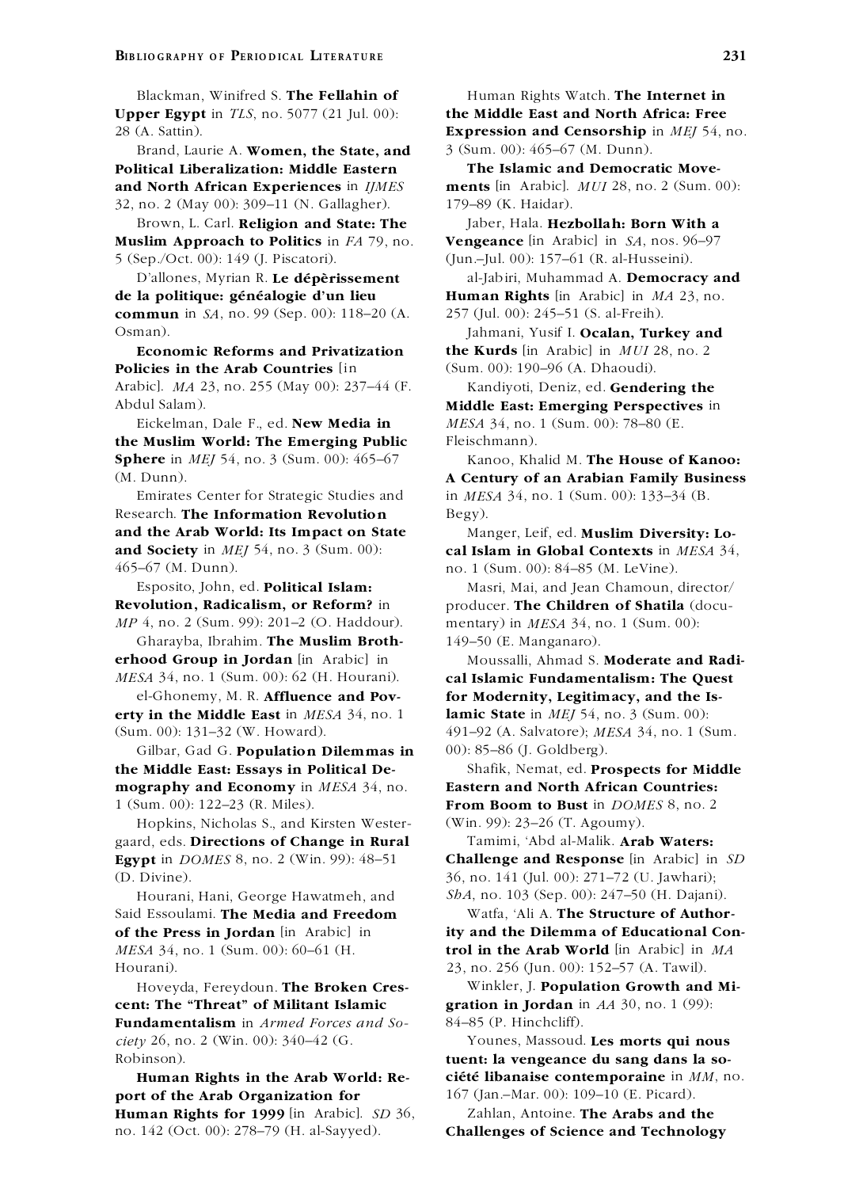Blackman, Winifred S. **The Fellahin of Upper Egypt** in *TLS*, no. 5077 (21 Jul. 00): 28 (A. Sattin).

Brand, Laurie A. **Women, the State, and Political Liberalization: Middle Eastern and North African Experiences** in *IJMES* 32, no. 2 (May 00): 309–11 (N. Gallagher).

Brown, L. Carl. **Religion and State: The Muslim Approach to Politics** in *FA* 79, no. 5 (Sep./Oct. 00): 149 (J. Piscatori).

D'allones, Myrian R. **Le dépèrissement de la politique: généalogie d'un lieu commun** in *SA*, no. 99 (Sep. 00): 118–20 (A. Osman).

**Economic Reforms and Privatization Policies in the Arab Countries** [in Arabic]. *MA* 23, no. 255 (May 00): 237–44 (F. Abdul Salam).

Eickelman, Dale F., ed. **New Media in the Muslim World: The Emerging Public Sphere** in *MEJ* 54, no. 3 (Sum. 00): 465–67 (M. Dunn).

Emirates Center for Strategic Studies and Research. **The Information Revolution and the Arab World: Its Impact on State and Society** in *MEJ* 54, no. 3 (Sum. 00): 465–67 (M. Dunn).

Esposito, John, ed. **Political Islam: Revolution, Radicalism, or Reform?** in *MP* 4, no. 2 (Sum. 99): 201–2 (O. Haddour).

Gharayba, Ibrahim. **The Muslim Brotherhood Group in Jordan** [in Arabic] in *MESA* 34, no. 1 (Sum. 00): 62 (H. Hourani).

el-Ghonemy, M. R. **Affluence and Poverty in the Middle East** in *MESA* 34, no. 1 (Sum. 00): 131–32 (W. Howard).

Gilbar, Gad G. **Population Dilemmas in the Middle East: Essays in Political Demography and Economy** in *MESA* 34, no. 1 (Sum. 00): 122–23 (R. Miles).

Hopkins, Nicholas S., and Kirsten Westergaard, eds. **Directions of Change in Rural Egypt** in *DOMES* 8, no. 2 (Win. 99): 48–51 (D. Divine).

Hourani, Hani, George Hawatmeh, and Said Essoulami. **The Media and Freedom of the Press in Jordan** [in Arabic] in *MESA* 34, no. 1 (Sum. 00): 60–61 (H. Hourani).

Hoveyda, Fereydoun. **The Broken Crescent: The "Threat" of Militant Islamic Fundamentalism** in *Armed Forces and Society* 26, no. 2 (Win. 00): 340–42 (G. Robinson).

**Human Rights in the Arab World: Report of the Arab Organization for Human Rights for 1999** [in Arabic]. *SD* 36, no. 142 (Oct. 00): 278–79 (H. al-Sayyed).

Human Rights Watch. **The Internet in the Middle East and North Africa: Free Expression and Censorship** in *MEJ* 54, no. 3 (Sum. 00): 465–67 (M. Dunn).

**The Islamic and Democratic Movements** [in Arabic]. *MUI* 28, no. 2 (Sum. 00): 179–89 (K. Haidar).

Jaber, Hala. **Hezbollah: Born With a Vengeance** [in Arabic] in *SA*, nos. 96–97 (Jun.–Jul. 00): 157–61 (R. al-Husseini).

al-Jabiri, Muhammad A. **Democracy and Human Rights** [in Arabic] in *MA* 23, no. 257 (Jul. 00): 245–51 (S. al-Freih).

Jahmani, Yusif I. **Ocalan, Turkey and the Kurds** [in Arabic] in *MUI* 28, no. 2 (Sum. 00): 190–96 (A. Dhaoudi).

Kandiyoti, Deniz, ed. **Gendering the Middle East: Emerging Perspectives** in *MESA* 34, no. 1 (Sum. 00): 78–80 (E. Fleischmann).

Kanoo, Khalid M. **The House of Kanoo: A Century of an Arabian Family Business** in *MESA* 34, no. 1 (Sum. 00): 133–34 (B. Begy).

Manger, Leif, ed. **Muslim Diversity: Local Islam in Global Contexts** in *MESA* 34, no. 1 (Sum. 00): 84–85 (M. LeVine).

Masri, Mai, and Jean Chamoun, director/producer. **The Children of Shatila** (documentary) in *MESA* 34, no. 1 (Sum. 00): 149–50 (E. Manganaro).

Moussalli, Ahmad S. **Moderate and Radical Islamic Fundamentalism: The Quest for Modernity, Legitimacy, and the Islamic State** in *MEJ* 54, no. 3 (Sum. 00): 491–92 (A. Salvatore); *MESA* 34, no. 1 (Sum. 00): 85–86 (J. Goldberg).

Shafik, Nemat, ed. **Prospects for Middle Eastern and North African Countries: From Boom to Bust** in *DOMES* 8, no. 2 (Win. 99): 23–26 (T. Agoumy).

Tamimi, 'Abd al-Malik. **Arab Waters: Challenge and Response** [in Arabic] in *SD* 36, no. 141 (Jul. 00): 271–72 (U. Jawhari); *ShA*, no. 103 (Sep. 00): 247–50 (H. Dajani).

Watfa, 'Ali A. **The Structure of Authority and the Dilemma of Educational Control in the Arab World** [in Arabic] in *MA* 23, no. 256 (Jun. 00): 152–57 (A. Tawil).

Winkler, J. **Population Growth and Migration in Jordan** in *AA* 30, no. 1 (99): 84–85 (P. Hinchcliff).

Younes, Massoud. **Les morts qui nous tuent: la vengeance du sang dans la société libanaise contemporaine** in *MM*, no. 167 (Jan.–Mar. 00): 109–10 (E. Picard).

Zahlan, Antoine. **The Arabs and the Challenges of Science and Technology**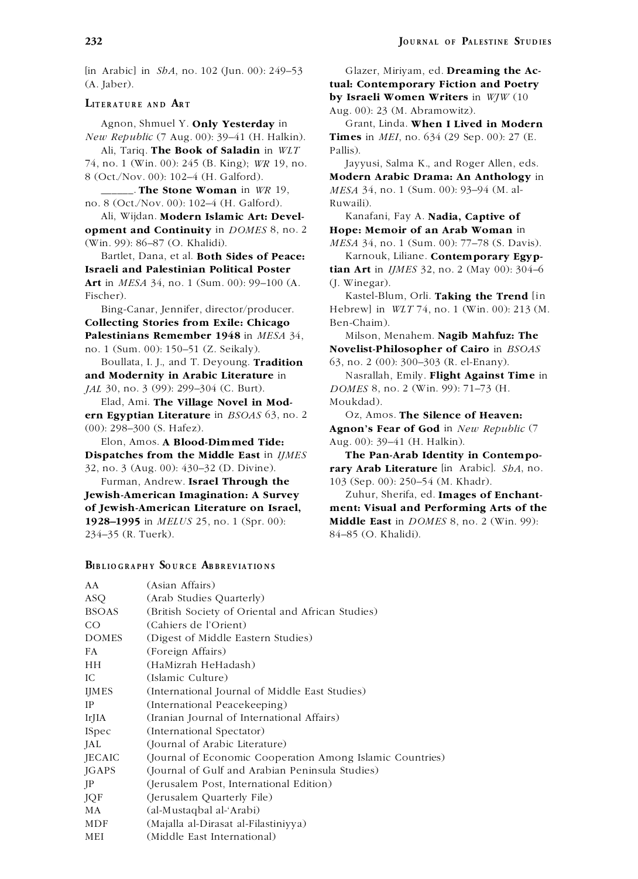[in Arabic] in *ShA*, no. 102 (Jun. 00): 249–53 (A. Jaber).

## Literature and Art

Agnon, Shmuel Y. **Only Yesterday** in *New Republic* (7 Aug. 00): 39–41 (H. Halkin).

Ali, Tariq. **The Book of Saladin** in *WLT* 74, no. 1 (Win. 00): 245 (B. King); *WR* 19, no. 8 (Oct./Nov. 00): 102–4 (H. Galford).

______. **The Stone Woman** in *WR* 19, no. 8 (Oct./Nov. 00): 102–4 (H. Galford).

Ali, Wijdan. **Modern Islamic Art: Development and Continuity** in *DOMES* 8, no. 2 (Win. 99): 86–87 (O. Khalidi).

Bartlet, Dana, et al. **Both Sides of Peace: Israeli and Palestinian Political Poster Art** in *MESA* 34, no. 1 (Sum. 00): 99–100 (A. Fischer).

Bing-Canar, Jennifer, director/producer. **Collecting Stories from Exile: Chicago Palestinians Remember 1948** in *MESA* 34, no. 1 (Sum. 00): 150–51 (Z. Seikaly).

Boullata, I. J., and T. Deyoung. **Tradition and Modernity in Arabic Literature** in *JAL* 30, no. 3 (99): 299–304 (C. Burt).

Elad, Ami. **The Village Novel in Modern Egyptian Literature** in *BSOAS* 63, no. 2 (00): 298–300 (S. Hafez).

Elon, Amos. **A Blood-Dimmed Tide: Dispatches from the Middle East** in *IJMES* 32, no. 3 (Aug. 00): 430–32 (D. Divine).

Furman, Andrew. **Israel Through the Jewish-American Imagination: A Survey of Jewish-American Literature on Israel, 1928–1995** in *MELUS* 25, no. 1 (Spr. 00): 234–35 (R. Tuerk).

Glazer, Miriyam, ed. **Dreaming the Actual: Contemporary Fiction and Poetry by Israeli Women Writers** in *WJW* (10 Aug. 00): 23 (M. Abramowitz).

Grant, Linda. **When I Lived in Modern Times** in *MEI*, no. 634 (29 Sep. 00): 27 (E. Pallis).

Jayyusi, Salma K., and Roger Allen, eds. **Modern Arabic Drama: An Anthology** in *MESA* 34, no. 1 (Sum. 00): 93–94 (M. al-Ruwaili).

Kanafani, Fay A. **Nadia, Captive of Hope: Memoir of an Arab Woman** in *MESA* 34, no. 1 (Sum. 00): 77–78 (S. Davis).

Karnouk, Liliane. **Contemporary Egyptian Art** in *IJMES* 32, no. 2 (May 00): 304–6 (J. Winegar).

Kastel-Blum, Orli. **Taking the Trend** [in Hebrew] in *WLT* 74, no. 1 (Win. 00): 213 (M. Ben-Chaim).

Milson, Menahem. **Nagib Mahfuz: The Novelist-Philosopher of Cairo** in *BSOAS* 63, no. 2 (00): 300–303 (R. el-Enany).

Nasrallah, Emily. **Flight Against Time** in *DOMES* 8, no. 2 (Win. 99): 71–73 (H. Moukdad).

Oz, Amos. **The Silence of Heaven: Agnon's Fear of God** in *New Republic* (7 Aug. 00): 39–41 (H. Halkin).

**The Pan-Arab Identity in Contemporary Arab Literature** [in Arabic]. *ShA*, no. 103 (Sep. 00): 250–54 (M. Khadr).

Zuhur, Sherifa, ed. **Images of Enchantment: Visual and Performing Arts of the Middle East** in *DOMES* 8, no. 2 (Win. 99): 84–85 (O. Khalidi).

## Bibliography Source Abbreviations

| | |
|---|---|
| AA | (Asian Affairs) |
| ASQ | (Arab Studies Quarterly) |
| BSOAS | (British Society of Oriental and African Studies) |
| CO | (Cahiers de l'Orient) |
| DOMES | (Digest of Middle Eastern Studies) |
| FA | (Foreign Affairs) |
| HH | (HaMizrah HeHadash) |
| IC | (Islamic Culture) |
| IJMES | (International Journal of Middle East Studies) |
| IP | (International Peacekeeping) |
| IrJIA | (Iranian Journal of International Affairs) |
| ISpec | (International Spectator) |
| JAL | (Journal of Arabic Literature) |
| JECAIC | (Journal of Economic Cooperation Among Islamic Countries) |
| JGAPS | (Journal of Gulf and Arabian Peninsula Studies) |
| JP | (Jerusalem Post, International Edition) |
| JQF | (Jerusalem Quarterly File) |
| MA | (al-Mustaqbal al-'Arabi) |
| MDF | (Majalla al-Dirasat al-Filastiniyya) |
| MEI | (Middle East International) |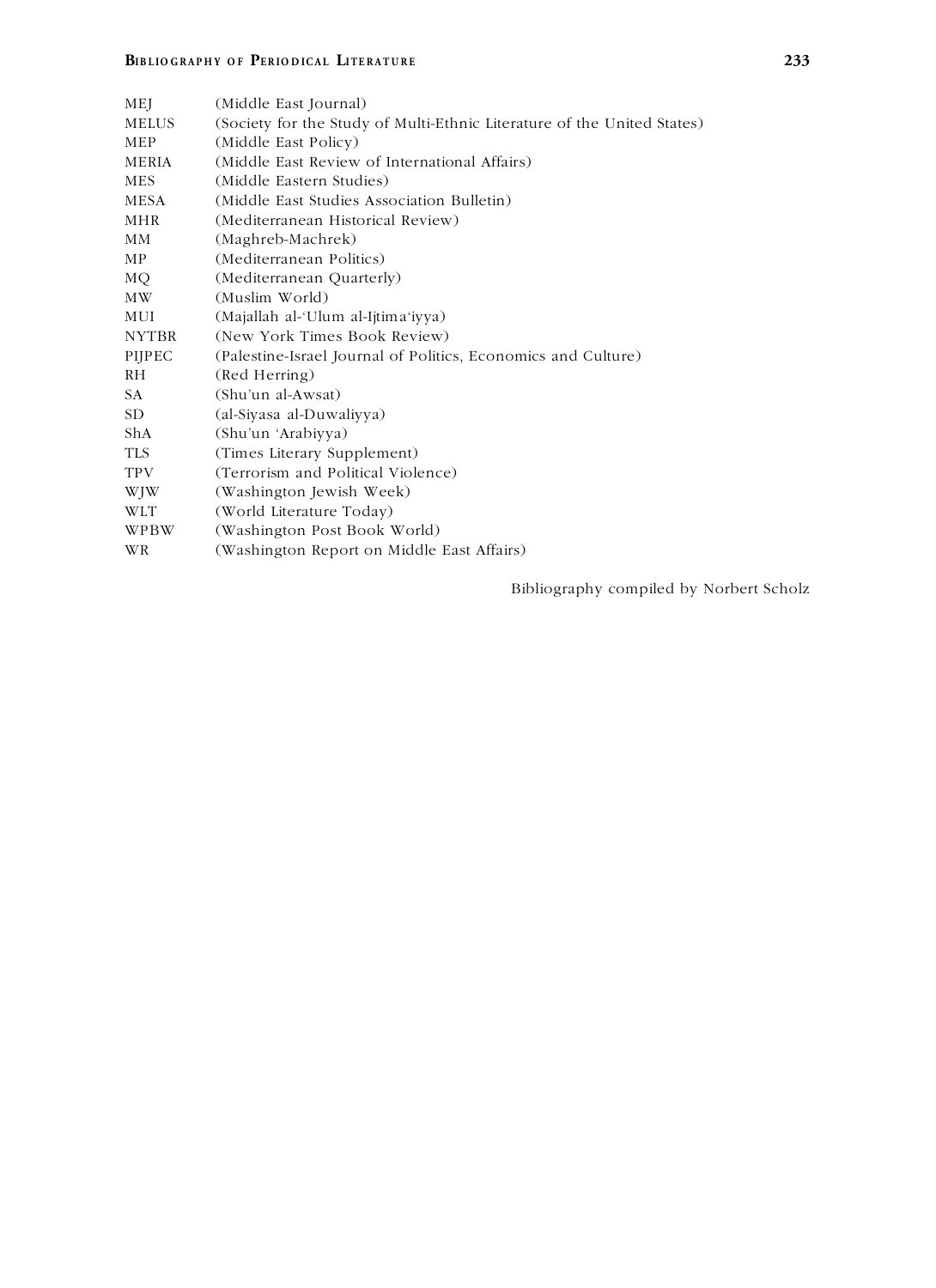| | |
|---|---|
| MEJ | (Middle East Journal) |
| MELUS | (Society for the Study of Multi-Ethnic Literature of the United States) |
| MEP | (Middle East Policy) |
| MERIA | (Middle East Review of International Affairs) |
| MES | (Middle Eastern Studies) |
| MESA | (Middle East Studies Association Bulletin) |
| MHR | (Mediterranean Historical Review) |
| MM | (Maghreb-Machrek) |
| MP | (Mediterranean Politics) |
| MQ | (Mediterranean Quarterly) |
| MW | (Muslim World) |
| MUI | (Majallah al-'Ulum al-Ijtima'iyya) |
| NYTBR | (New York Times Book Review) |
| PIJPEC | (Palestine-Israel Journal of Politics, Economics and Culture) |
| RH | (Red Herring) |
| SA | (Shu'un al-Awsat) |
| SD | (al-Siyasa al-Duwaliyya) |
| ShA | (Shu'un 'Arabiyya) |
| TLS | (Times Literary Supplement) |
| TPV | (Terrorism and Political Violence) |
| WJW | (Washington Jewish Week) |
| WLT | (World Literature Today) |
| WPBW | (Washington Post Book World) |
| WR | (Washington Report on Middle East Affairs) |

Bibliography compiled by Norbert Scholz